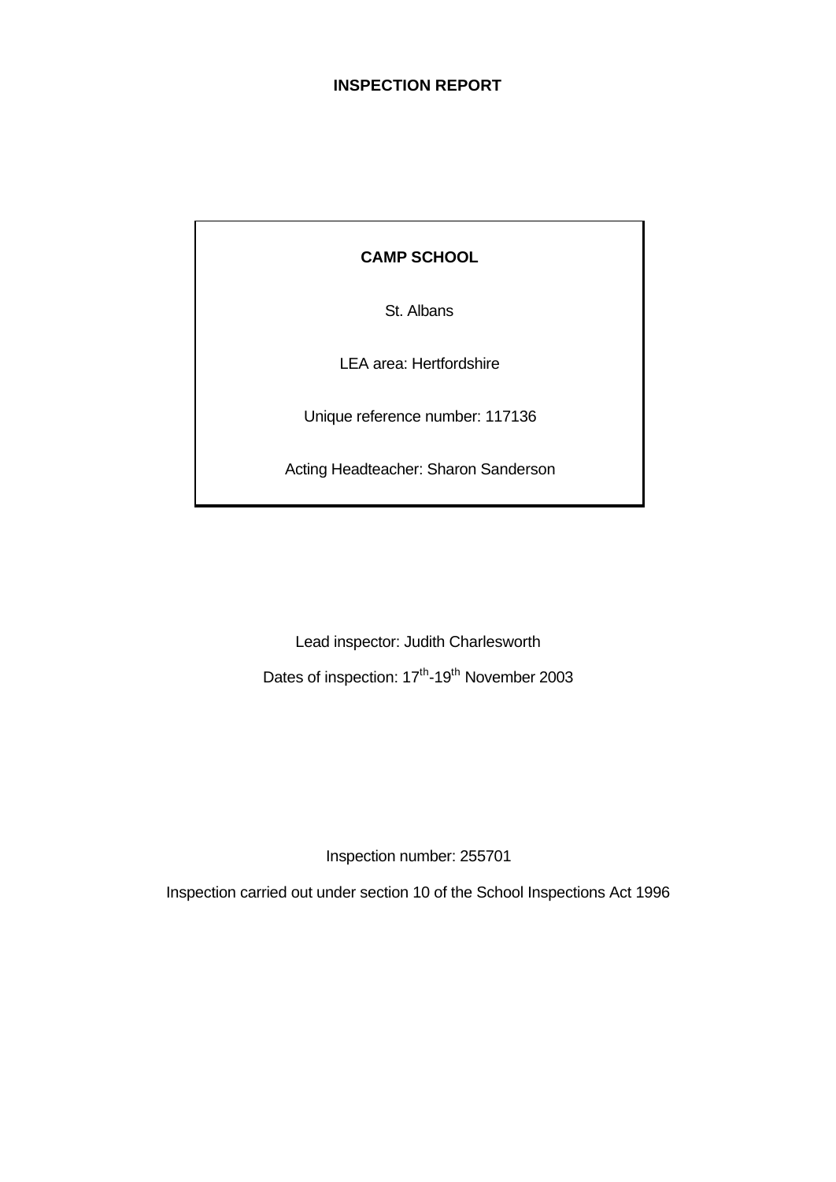# INSPECTION REPORT

**CAMP SCHOOL**

St. Albans

LEA area: Hertfordshire

Unique reference number: 117136

Acting Headteacher: Sharon Sanderson

Lead inspector: Judith Charlesworth

Dates of inspection: 17th-19th November 2003

Inspection number: 255701

Inspection carried out under section 10 of the School Inspections Act 1996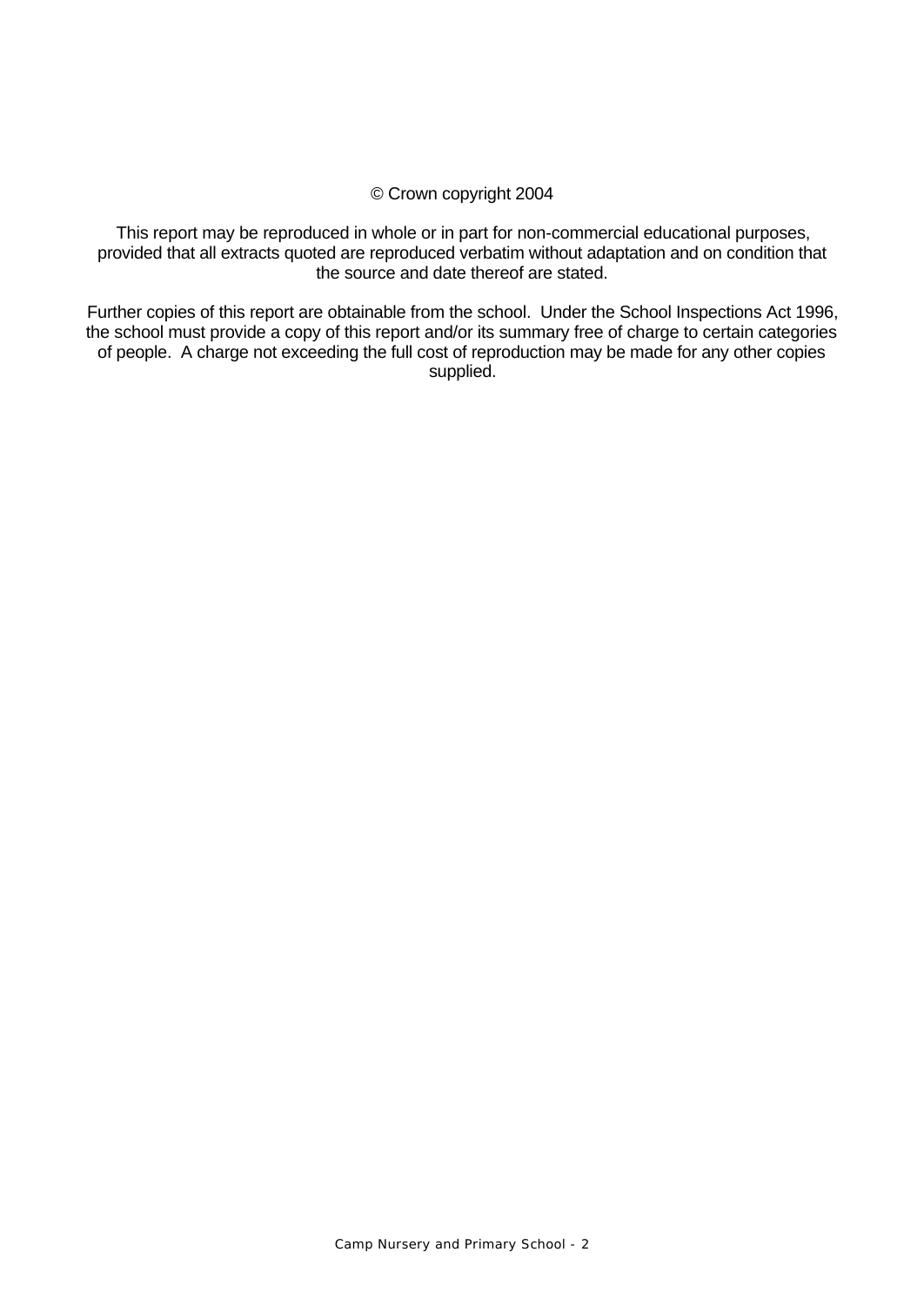© Crown copyright 2004

This report may be reproduced in whole or in part for non-commercial educational purposes, provided that all extracts quoted are reproduced verbatim without adaptation and on condition that the source and date thereof are stated.

Further copies of this report are obtainable from the school. Under the School Inspections Act 1996, the school must provide a copy of this report and/or its summary free of charge to certain categories of people. A charge not exceeding the full cost of reproduction may be made for any other copies supplied.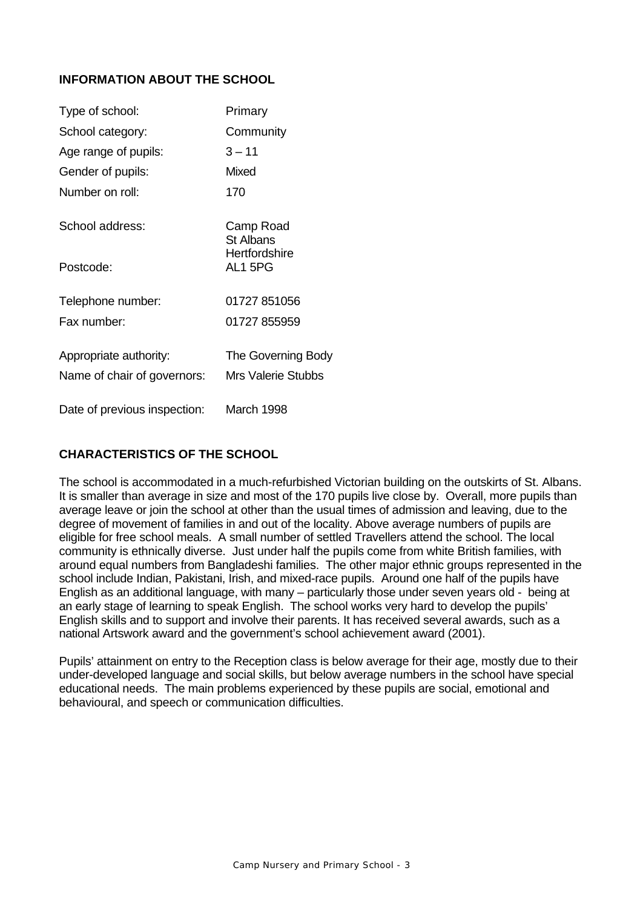## INFORMATION ABOUT THE SCHOOL

| | |
|---|---|
| Type of school: | Primary |
| School category: | Community |
| Age range of pupils: | 3 – 11 |
| Gender of pupils: | Mixed |
| Number on roll: | 170 |
| School address: | Camp Road<br>St Albans<br>Hertfordshire |
| Postcode: | AL1 5PG |
| Telephone number: | 01727 851056 |
| Fax number: | 01727 855959 |
| Appropriate authority: | The Governing Body |
| Name of chair of governors: | Mrs Valerie Stubbs |
| Date of previous inspection: | March 1998 |

## CHARACTERISTICS OF THE SCHOOL

The school is accommodated in a much-refurbished Victorian building on the outskirts of St. Albans. It is smaller than average in size and most of the 170 pupils live close by. Overall, more pupils than average leave or join the school at other than the usual times of admission and leaving, due to the degree of movement of families in and out of the locality. Above average numbers of pupils are eligible for free school meals. A small number of settled Travellers attend the school. The local community is ethnically diverse. Just under half the pupils come from white British families, with around equal numbers from Bangladeshi families. The other major ethnic groups represented in the school include Indian, Pakistani, Irish, and mixed-race pupils. Around one half of the pupils have English as an additional language, with many – particularly those under seven years old - being at an early stage of learning to speak English. The school works very hard to develop the pupils' English skills and to support and involve their parents. It has received several awards, such as a national Artswork award and the government's school achievement award (2001).

Pupils' attainment on entry to the Reception class is below average for their age, mostly due to their under-developed language and social skills, but below average numbers in the school have special educational needs. The main problems experienced by these pupils are social, emotional and behavioural, and speech or communication difficulties.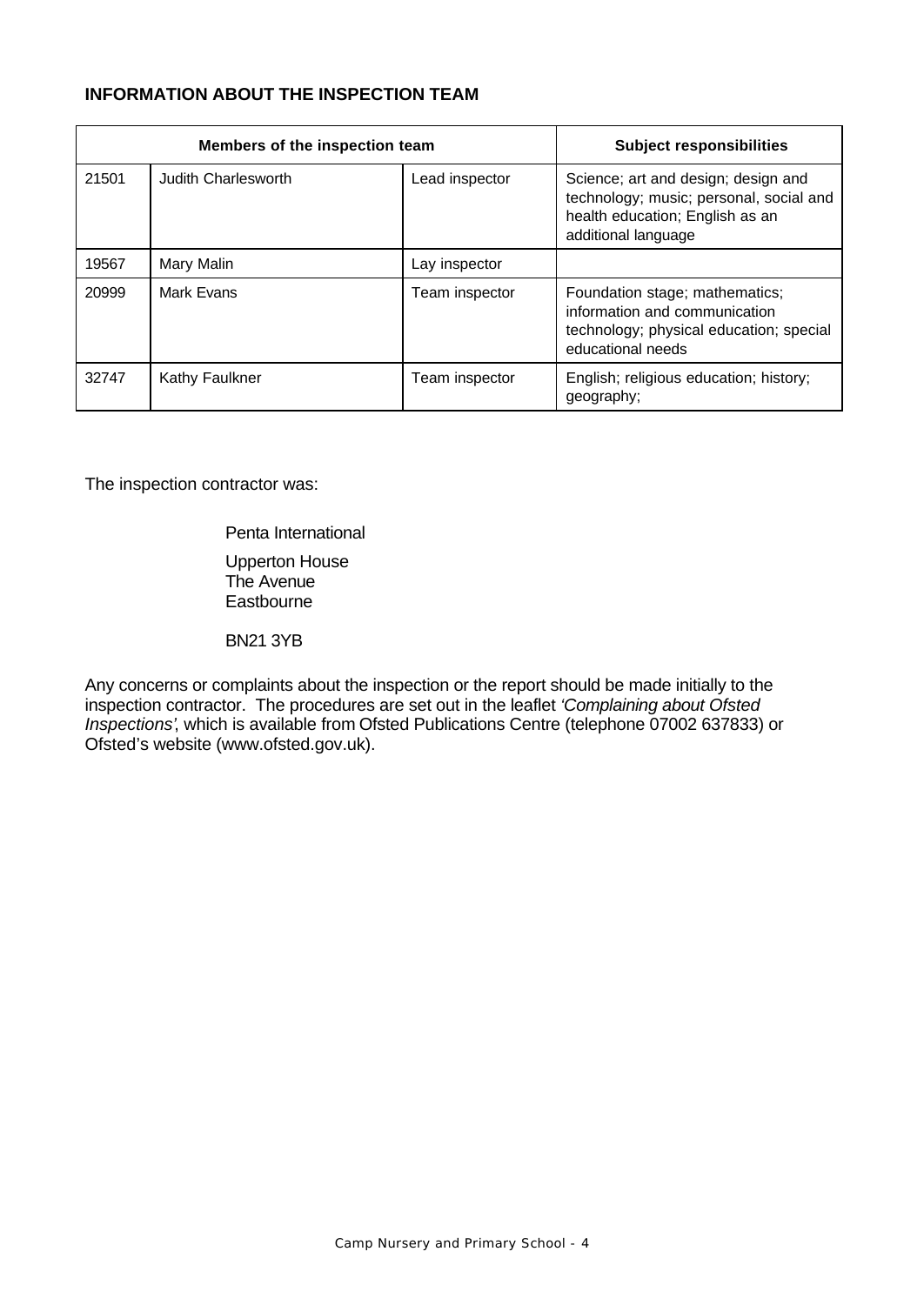## INFORMATION ABOUT THE INSPECTION TEAM

| Members of the inspection team | | | Subject responsibilities |
|---|---|---|---|
| 21501 | Judith Charlesworth | Lead inspector | Science; art and design; design and technology; music; personal, social and health education; English as an additional language |
| 19567 | Mary Malin | Lay inspector | |
| 20999 | Mark Evans | Team inspector | Foundation stage; mathematics; information and communication technology; physical education; special educational needs |
| 32747 | Kathy Faulkner | Team inspector | English; religious education; history; geography; |

The inspection contractor was:

Penta International

Upperton House
The Avenue
Eastbourne

BN21 3YB

Any concerns or complaints about the inspection or the report should be made initially to the inspection contractor. The procedures are set out in the leaflet *'Complaining about Ofsted Inspections'*, which is available from Ofsted Publications Centre (telephone 07002 637833) or Ofsted's website (www.ofsted.gov.uk).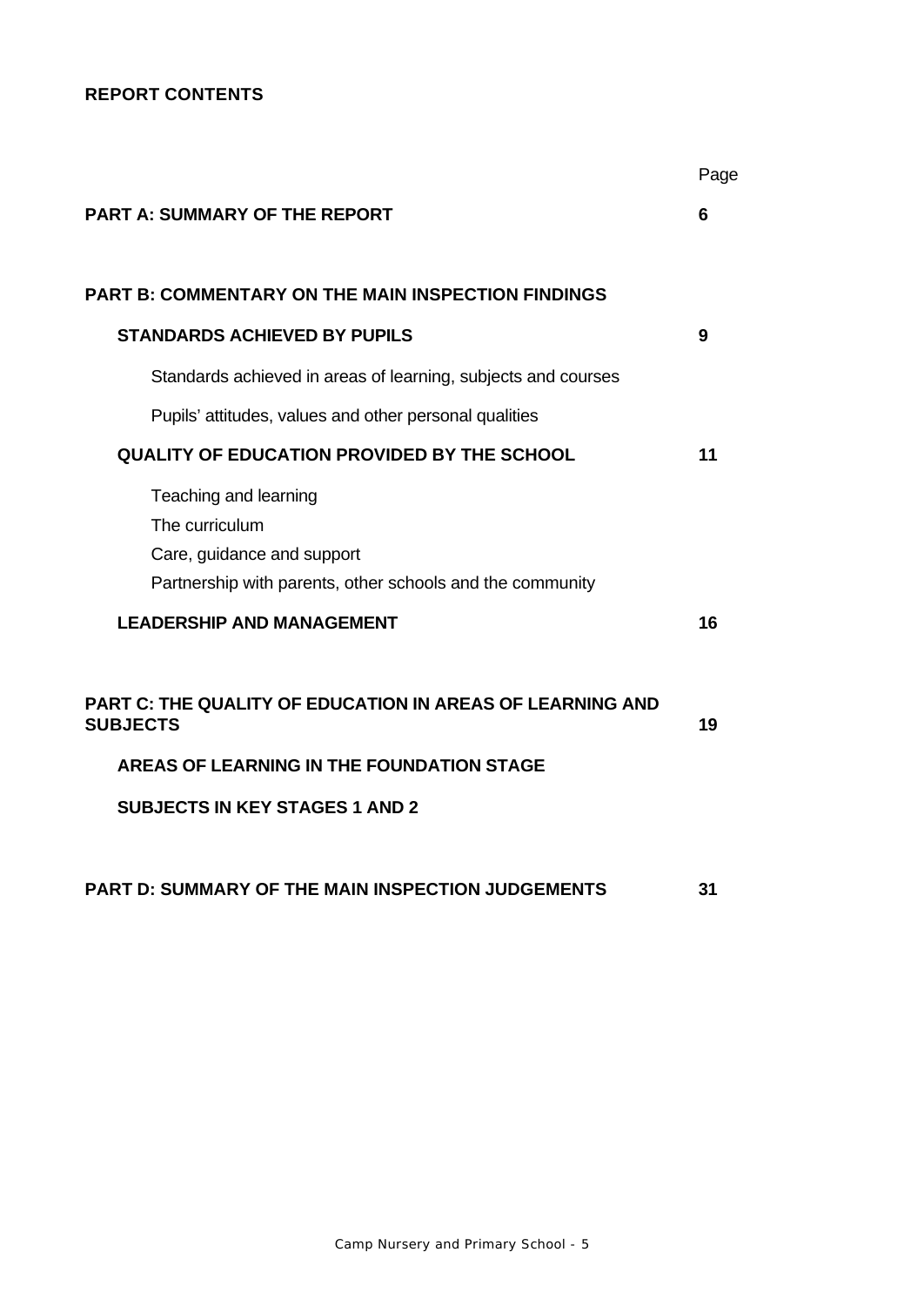**REPORT CONTENTS**

| | Page |
|---|---|
| **PART A: SUMMARY OF THE REPORT** | **6** |
| **PART B: COMMENTARY ON THE MAIN INSPECTION FINDINGS** | |
| **STANDARDS ACHIEVED BY PUPILS** | **9** |
| Standards achieved in areas of learning, subjects and courses | |
| Pupils' attitudes, values and other personal qualities | |
| **QUALITY OF EDUCATION PROVIDED BY THE SCHOOL** | **11** |
| Teaching and learning | |
| The curriculum | |
| Care, guidance and support | |
| Partnership with parents, other schools and the community | |
| **LEADERSHIP AND MANAGEMENT** | **16** |
| **PART C: THE QUALITY OF EDUCATION IN AREAS OF LEARNING AND SUBJECTS** | **19** |
| **AREAS OF LEARNING IN THE FOUNDATION STAGE** | |
| **SUBJECTS IN KEY STAGES 1 AND 2** | |
| **PART D: SUMMARY OF THE MAIN INSPECTION JUDGEMENTS** | **31** |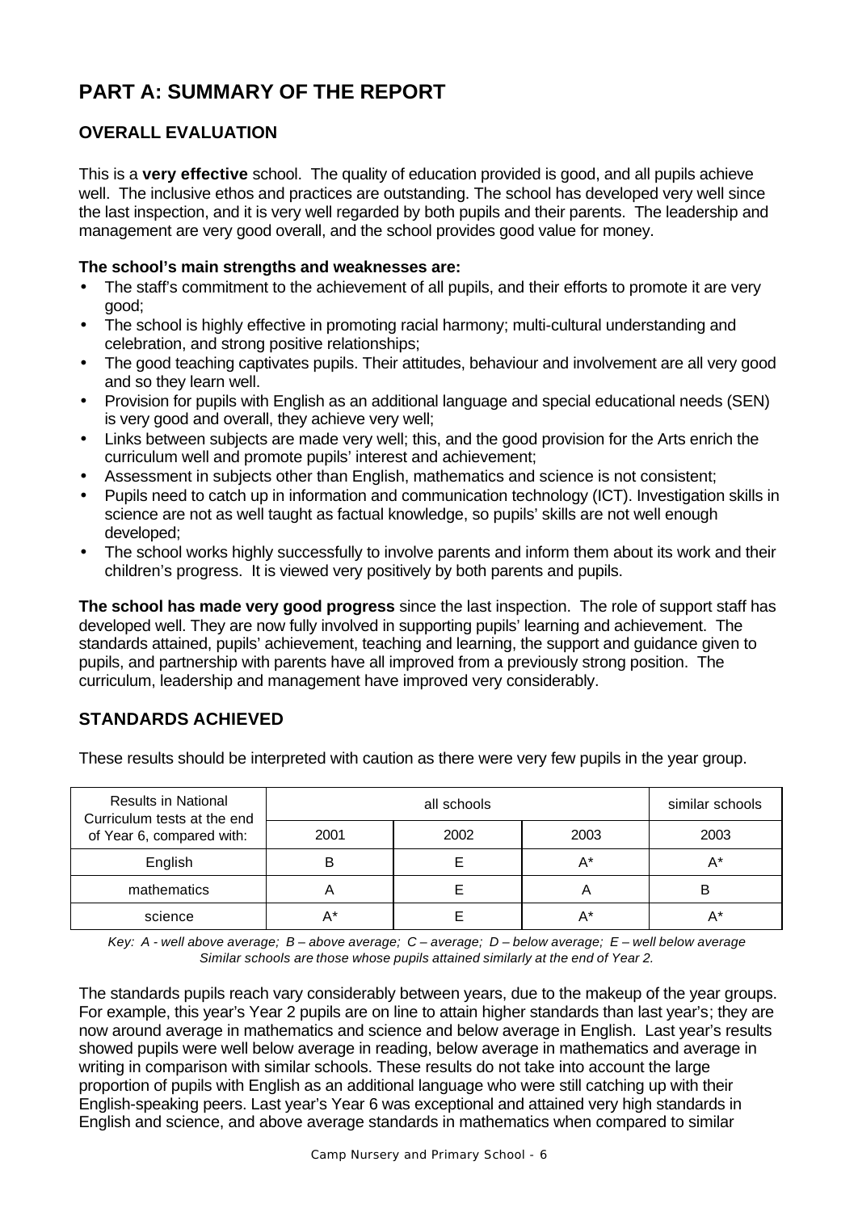# PART A: SUMMARY OF THE REPORT

## OVERALL EVALUATION

This is a **very effective** school. The quality of education provided is good, and all pupils achieve well. The inclusive ethos and practices are outstanding. The school has developed very well since the last inspection, and it is very well regarded by both pupils and their parents. The leadership and management are very good overall, and the school provides good value for money.

**The school's main strengths and weaknesses are:**

- The staff's commitment to the achievement of all pupils, and their efforts to promote it are very good;
- The school is highly effective in promoting racial harmony; multi-cultural understanding and celebration, and strong positive relationships;
- The good teaching captivates pupils. Their attitudes, behaviour and involvement are all very good and so they learn well.
- Provision for pupils with English as an additional language and special educational needs (SEN) is very good and overall, they achieve very well;
- Links between subjects are made very well; this, and the good provision for the Arts enrich the curriculum well and promote pupils' interest and achievement;
- Assessment in subjects other than English, mathematics and science is not consistent;
- Pupils need to catch up in information and communication technology (ICT). Investigation skills in science are not as well taught as factual knowledge, so pupils' skills are not well enough developed;
- The school works highly successfully to involve parents and inform them about its work and their children's progress. It is viewed very positively by both parents and pupils.

**The school has made very good progress** since the last inspection. The role of support staff has developed well. They are now fully involved in supporting pupils' learning and achievement. The standards attained, pupils' achievement, teaching and learning, the support and guidance given to pupils, and partnership with parents have all improved from a previously strong position. The curriculum, leadership and management have improved very considerably.

## STANDARDS ACHIEVED

These results should be interpreted with caution as there were very few pupils in the year group.

| Results in National Curriculum tests at the end of Year 6, compared with: | all schools | | | similar schools |
|---|---|---|---|---|
| | 2001 | 2002 | 2003 | 2003 |
| English | B | E | A* | A* |
| mathematics | A | E | A | B |
| science | A* | E | A* | A* |

*Key: A - well above average; B – above average; C – average; D – below average; E – well below average*
*Similar schools are those whose pupils attained similarly at the end of Year 2.*

The standards pupils reach vary considerably between years, due to the makeup of the year groups. For example, this year's Year 2 pupils are on line to attain higher standards than last year's; they are now around average in mathematics and science and below average in English. Last year's results showed pupils were well below average in reading, below average in mathematics and average in writing in comparison with similar schools. These results do not take into account the large proportion of pupils with English as an additional language who were still catching up with their English-speaking peers. Last year's Year 6 was exceptional and attained very high standards in English and science, and above average standards in mathematics when compared to similar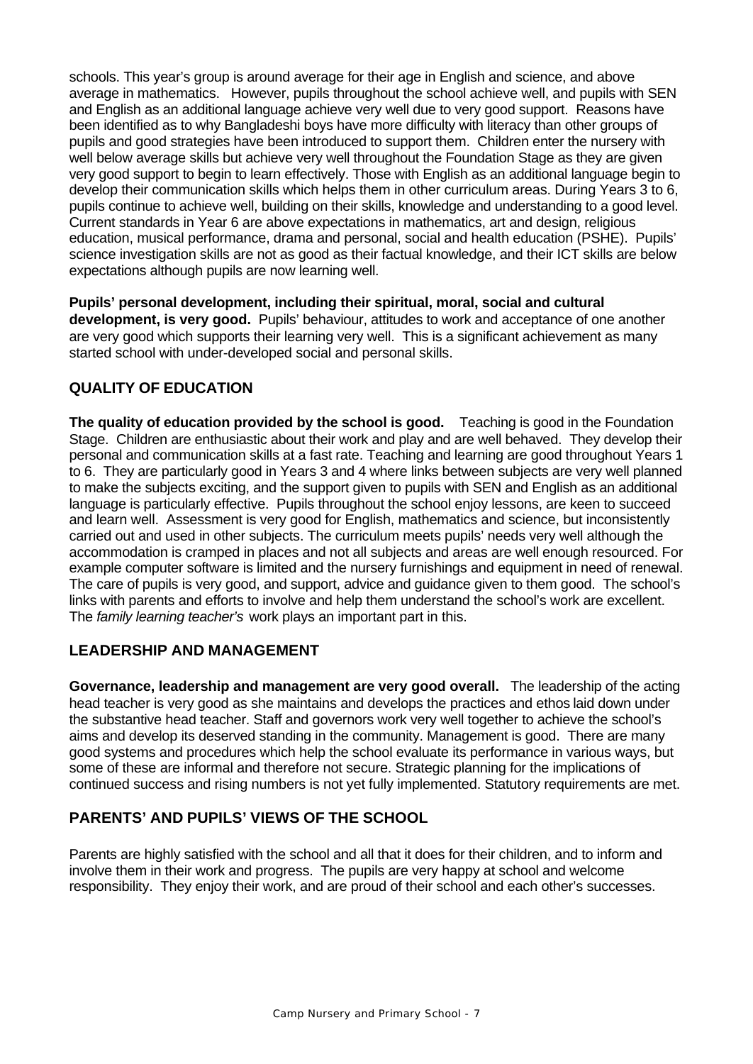schools. This year's group is around average for their age in English and science, and above average in mathematics. However, pupils throughout the school achieve well, and pupils with SEN and English as an additional language achieve very well due to very good support. Reasons have been identified as to why Bangladeshi boys have more difficulty with literacy than other groups of pupils and good strategies have been introduced to support them. Children enter the nursery with well below average skills but achieve very well throughout the Foundation Stage as they are given very good support to begin to learn effectively. Those with English as an additional language begin to develop their communication skills which helps them in other curriculum areas. During Years 3 to 6, pupils continue to achieve well, building on their skills, knowledge and understanding to a good level. Current standards in Year 6 are above expectations in mathematics, art and design, religious education, musical performance, drama and personal, social and health education (PSHE). Pupils' science investigation skills are not as good as their factual knowledge, and their ICT skills are below expectations although pupils are now learning well.

**Pupils' personal development, including their spiritual, moral, social and cultural development, is very good.** Pupils' behaviour, attitudes to work and acceptance of one another are very good which supports their learning very well. This is a significant achievement as many started school with under-developed social and personal skills.

## QUALITY OF EDUCATION

**The quality of education provided by the school is good.** Teaching is good in the Foundation Stage. Children are enthusiastic about their work and play and are well behaved. They develop their personal and communication skills at a fast rate. Teaching and learning are good throughout Years 1 to 6. They are particularly good in Years 3 and 4 where links between subjects are very well planned to make the subjects exciting, and the support given to pupils with SEN and English as an additional language is particularly effective. Pupils throughout the school enjoy lessons, are keen to succeed and learn well. Assessment is very good for English, mathematics and science, but inconsistently carried out and used in other subjects. The curriculum meets pupils' needs very well although the accommodation is cramped in places and not all subjects and areas are well enough resourced. For example computer software is limited and the nursery furnishings and equipment in need of renewal. The care of pupils is very good, and support, advice and guidance given to them good. The school's links with parents and efforts to involve and help them understand the school's work are excellent. The *family learning teacher's* work plays an important part in this.

## LEADERSHIP AND MANAGEMENT

**Governance, leadership and management are very good overall.** The leadership of the acting head teacher is very good as she maintains and develops the practices and ethos laid down under the substantive head teacher. Staff and governors work very well together to achieve the school's aims and develop its deserved standing in the community. Management is good. There are many good systems and procedures which help the school evaluate its performance in various ways, but some of these are informal and therefore not secure. Strategic planning for the implications of continued success and rising numbers is not yet fully implemented. Statutory requirements are met.

## PARENTS' AND PUPILS' VIEWS OF THE SCHOOL

Parents are highly satisfied with the school and all that it does for their children, and to inform and involve them in their work and progress. The pupils are very happy at school and welcome responsibility. They enjoy their work, and are proud of their school and each other's successes.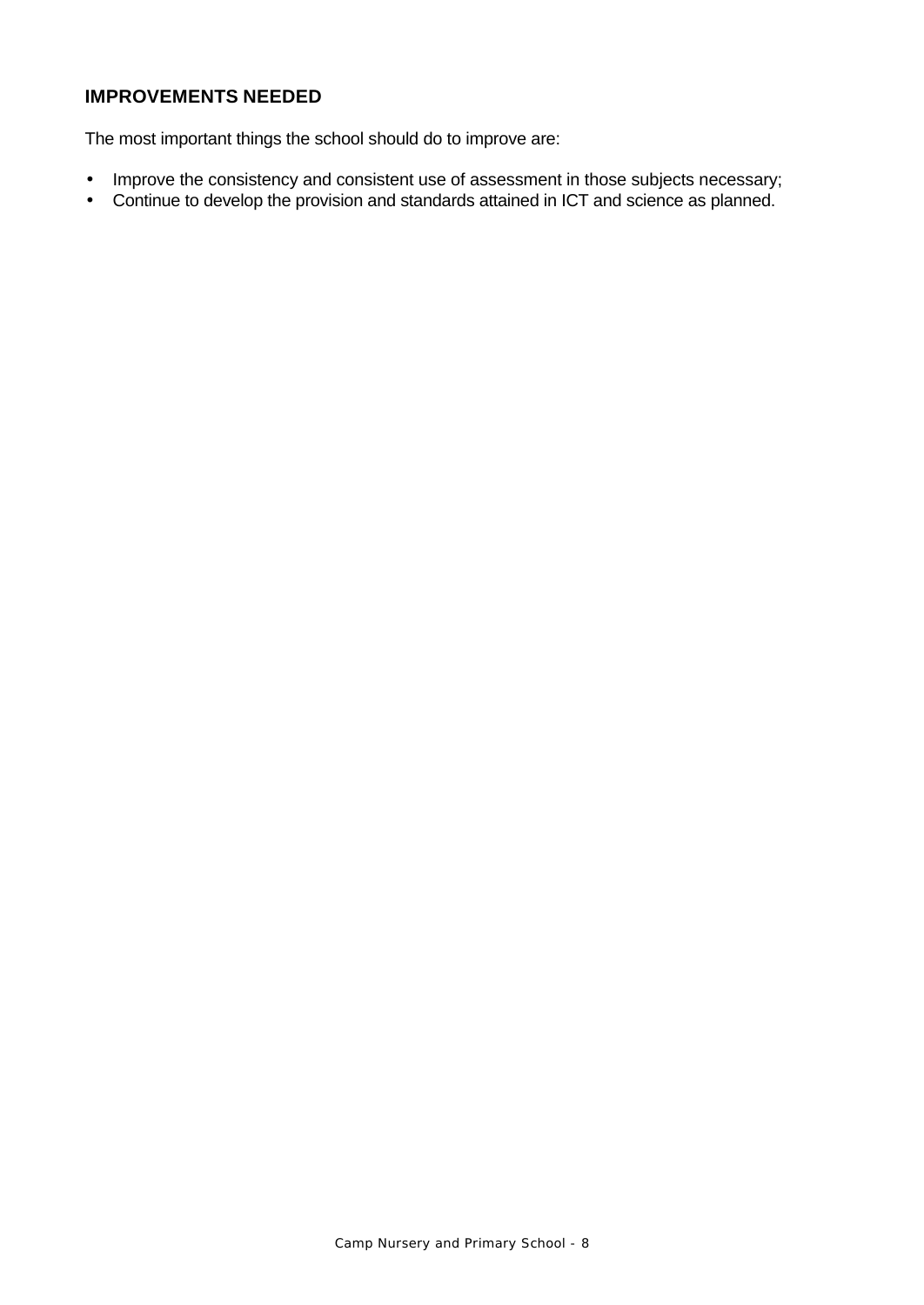## IMPROVEMENTS NEEDED

The most important things the school should do to improve are:

- Improve the consistency and consistent use of assessment in those subjects necessary;
- Continue to develop the provision and standards attained in ICT and science as planned.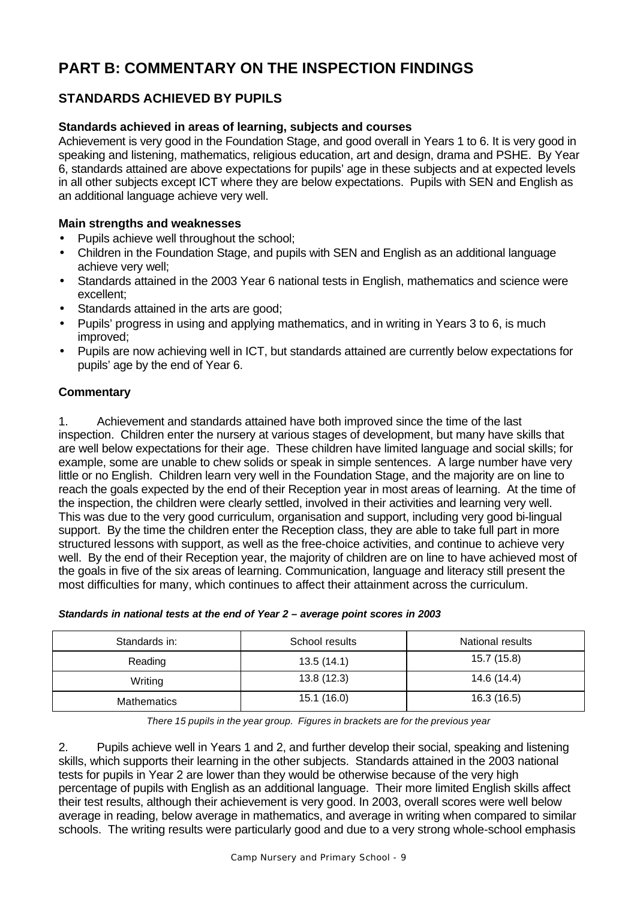# PART B: COMMENTARY ON THE INSPECTION FINDINGS

## STANDARDS ACHIEVED BY PUPILS

### Standards achieved in areas of learning, subjects and courses

Achievement is very good in the Foundation Stage, and good overall in Years 1 to 6. It is very good in speaking and listening, mathematics, religious education, art and design, drama and PSHE. By Year 6, standards attained are above expectations for pupils' age in these subjects and at expected levels in all other subjects except ICT where they are below expectations. Pupils with SEN and English as an additional language achieve very well.

### Main strengths and weaknesses

- Pupils achieve well throughout the school;
- Children in the Foundation Stage, and pupils with SEN and English as an additional language achieve very well;
- Standards attained in the 2003 Year 6 national tests in English, mathematics and science were excellent;
- Standards attained in the arts are good;
- Pupils' progress in using and applying mathematics, and in writing in Years 3 to 6, is much improved;
- Pupils are now achieving well in ICT, but standards attained are currently below expectations for pupils' age by the end of Year 6.

### Commentary

1. Achievement and standards attained have both improved since the time of the last inspection. Children enter the nursery at various stages of development, but many have skills that are well below expectations for their age. These children have limited language and social skills; for example, some are unable to chew solids or speak in simple sentences. A large number have very little or no English. Children learn very well in the Foundation Stage, and the majority are on line to reach the goals expected by the end of their Reception year in most areas of learning. At the time of the inspection, the children were clearly settled, involved in their activities and learning very well. This was due to the very good curriculum, organisation and support, including very good bi-lingual support. By the time the children enter the Reception class, they are able to take full part in more structured lessons with support, as well as the free-choice activities, and continue to achieve very well. By the end of their Reception year, the majority of children are on line to have achieved most of the goals in five of the six areas of learning. Communication, language and literacy still present the most difficulties for many, which continues to affect their attainment across the curriculum.

***Standards in national tests at the end of Year 2 – average point scores in 2003***

| Standards in: | School results | National results |
|---|---|---|
| Reading | 13.5 (14.1) | 15.7 (15.8) |
| Writing | 13.8 (12.3) | 14.6 (14.4) |
| Mathematics | 15.1 (16.0) | 16.3 (16.5) |

*There 15 pupils in the year group. Figures in brackets are for the previous year*

2. Pupils achieve well in Years 1 and 2, and further develop their social, speaking and listening skills, which supports their learning in the other subjects. Standards attained in the 2003 national tests for pupils in Year 2 are lower than they would be otherwise because of the very high percentage of pupils with English as an additional language. Their more limited English skills affect their test results, although their achievement is very good. In 2003, overall scores were well below average in reading, below average in mathematics, and average in writing when compared to similar schools. The writing results were particularly good and due to a very strong whole-school emphasis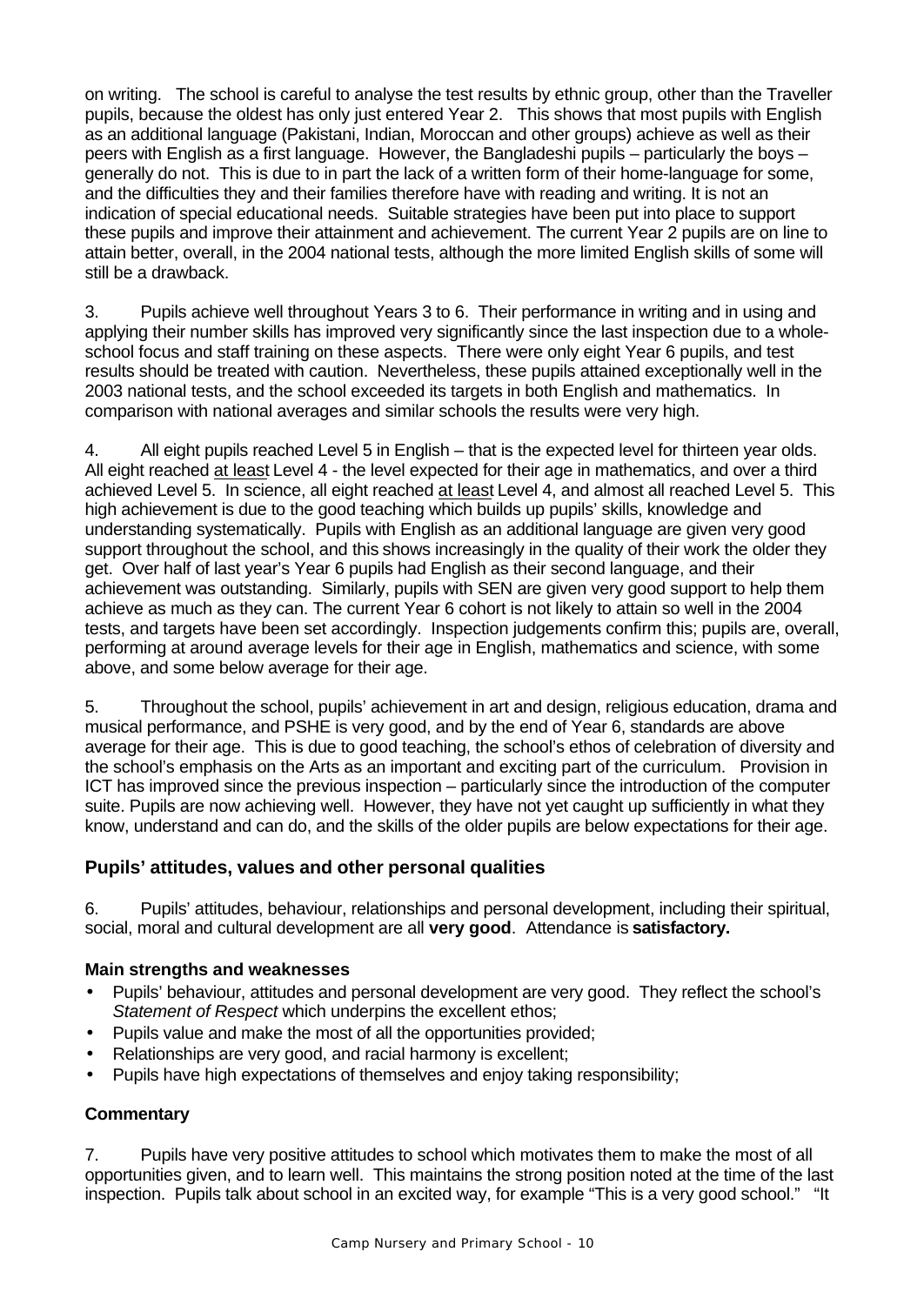on writing. The school is careful to analyse the test results by ethnic group, other than the Traveller pupils, because the oldest has only just entered Year 2. This shows that most pupils with English as an additional language (Pakistani, Indian, Moroccan and other groups) achieve as well as their peers with English as a first language. However, the Bangladeshi pupils – particularly the boys – generally do not. This is due to in part the lack of a written form of their home-language for some, and the difficulties they and their families therefore have with reading and writing. It is not an indication of special educational needs. Suitable strategies have been put into place to support these pupils and improve their attainment and achievement. The current Year 2 pupils are on line to attain better, overall, in the 2004 national tests, although the more limited English skills of some will still be a drawback.

3. Pupils achieve well throughout Years 3 to 6. Their performance in writing and in using and applying their number skills has improved very significantly since the last inspection due to a whole-school focus and staff training on these aspects. There were only eight Year 6 pupils, and test results should be treated with caution. Nevertheless, these pupils attained exceptionally well in the 2003 national tests, and the school exceeded its targets in both English and mathematics. In comparison with national averages and similar schools the results were very high.

4. All eight pupils reached Level 5 in English – that is the expected level for thirteen year olds. All eight reached <u>at least</u> Level 4 - the level expected for their age in mathematics, and over a third achieved Level 5. In science, all eight reached <u>at least</u> Level 4, and almost all reached Level 5. This high achievement is due to the good teaching which builds up pupils' skills, knowledge and understanding systematically. Pupils with English as an additional language are given very good support throughout the school, and this shows increasingly in the quality of their work the older they get. Over half of last year's Year 6 pupils had English as their second language, and their achievement was outstanding. Similarly, pupils with SEN are given very good support to help them achieve as much as they can. The current Year 6 cohort is not likely to attain so well in the 2004 tests, and targets have been set accordingly. Inspection judgements confirm this; pupils are, overall, performing at around average levels for their age in English, mathematics and science, with some above, and some below average for their age.

5. Throughout the school, pupils' achievement in art and design, religious education, drama and musical performance, and PSHE is very good, and by the end of Year 6, standards are above average for their age. This is due to good teaching, the school's ethos of celebration of diversity and the school's emphasis on the Arts as an important and exciting part of the curriculum. Provision in ICT has improved since the previous inspection – particularly since the introduction of the computer suite. Pupils are now achieving well. However, they have not yet caught up sufficiently in what they know, understand and can do, and the skills of the older pupils are below expectations for their age.

## Pupils' attitudes, values and other personal qualities

6. Pupils' attitudes, behaviour, relationships and personal development, including their spiritual, social, moral and cultural development are all **very good**. Attendance is **satisfactory.**

### Main strengths and weaknesses

- Pupils' behaviour, attitudes and personal development are very good. They reflect the school's *Statement of Respect* which underpins the excellent ethos;
- Pupils value and make the most of all the opportunities provided;
- Relationships are very good, and racial harmony is excellent;
- Pupils have high expectations of themselves and enjoy taking responsibility;

### Commentary

7. Pupils have very positive attitudes to school which motivates them to make the most of all opportunities given, and to learn well. This maintains the strong position noted at the time of the last inspection. Pupils talk about school in an excited way, for example "This is a very good school." "It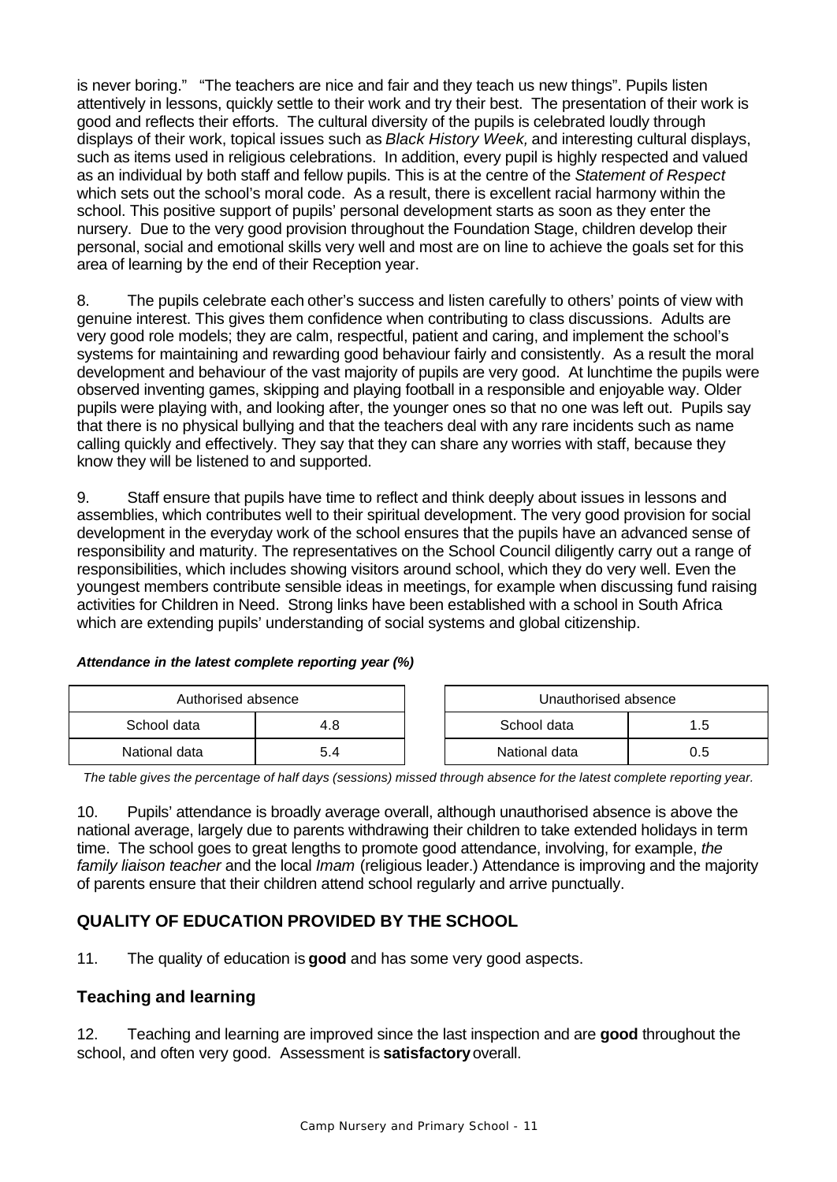is never boring." "The teachers are nice and fair and they teach us new things". Pupils listen attentively in lessons, quickly settle to their work and try their best. The presentation of their work is good and reflects their efforts. The cultural diversity of the pupils is celebrated loudly through displays of their work, topical issues such as *Black History Week,* and interesting cultural displays, such as items used in religious celebrations. In addition, every pupil is highly respected and valued as an individual by both staff and fellow pupils. This is at the centre of the *Statement of Respect* which sets out the school's moral code. As a result, there is excellent racial harmony within the school. This positive support of pupils' personal development starts as soon as they enter the nursery. Due to the very good provision throughout the Foundation Stage, children develop their personal, social and emotional skills very well and most are on line to achieve the goals set for this area of learning by the end of their Reception year.

8. The pupils celebrate each other's success and listen carefully to others' points of view with genuine interest. This gives them confidence when contributing to class discussions. Adults are very good role models; they are calm, respectful, patient and caring, and implement the school's systems for maintaining and rewarding good behaviour fairly and consistently. As a result the moral development and behaviour of the vast majority of pupils are very good. At lunchtime the pupils were observed inventing games, skipping and playing football in a responsible and enjoyable way. Older pupils were playing with, and looking after, the younger ones so that no one was left out. Pupils say that there is no physical bullying and that the teachers deal with any rare incidents such as name calling quickly and effectively. They say that they can share any worries with staff, because they know they will be listened to and supported.

9. Staff ensure that pupils have time to reflect and think deeply about issues in lessons and assemblies, which contributes well to their spiritual development. The very good provision for social development in the everyday work of the school ensures that the pupils have an advanced sense of responsibility and maturity. The representatives on the School Council diligently carry out a range of responsibilities, which includes showing visitors around school, which they do very well. Even the youngest members contribute sensible ideas in meetings, for example when discussing fund raising activities for Children in Need. Strong links have been established with a school in South Africa which are extending pupils' understanding of social systems and global citizenship.

***Attendance in the latest complete reporting year (%)***

| Authorised absence | |
|---|---|
| School data | 4.8 |
| National data | 5.4 |

| Unauthorised absence | |
|---|---|
| School data | 1.5 |
| National data | 0.5 |

*The table gives the percentage of half days (sessions) missed through absence for the latest complete reporting year.*

10. Pupils' attendance is broadly average overall, although unauthorised absence is above the national average, largely due to parents withdrawing their children to take extended holidays in term time. The school goes to great lengths to promote good attendance, involving, for example, *the family liaison teacher* and the local *Imam* (religious leader.) Attendance is improving and the majority of parents ensure that their children attend school regularly and arrive punctually.

## QUALITY OF EDUCATION PROVIDED BY THE SCHOOL

11. The quality of education is **good** and has some very good aspects.

### Teaching and learning

12. Teaching and learning are improved since the last inspection and are **good** throughout the school, and often very good. Assessment is **satisfactory** overall.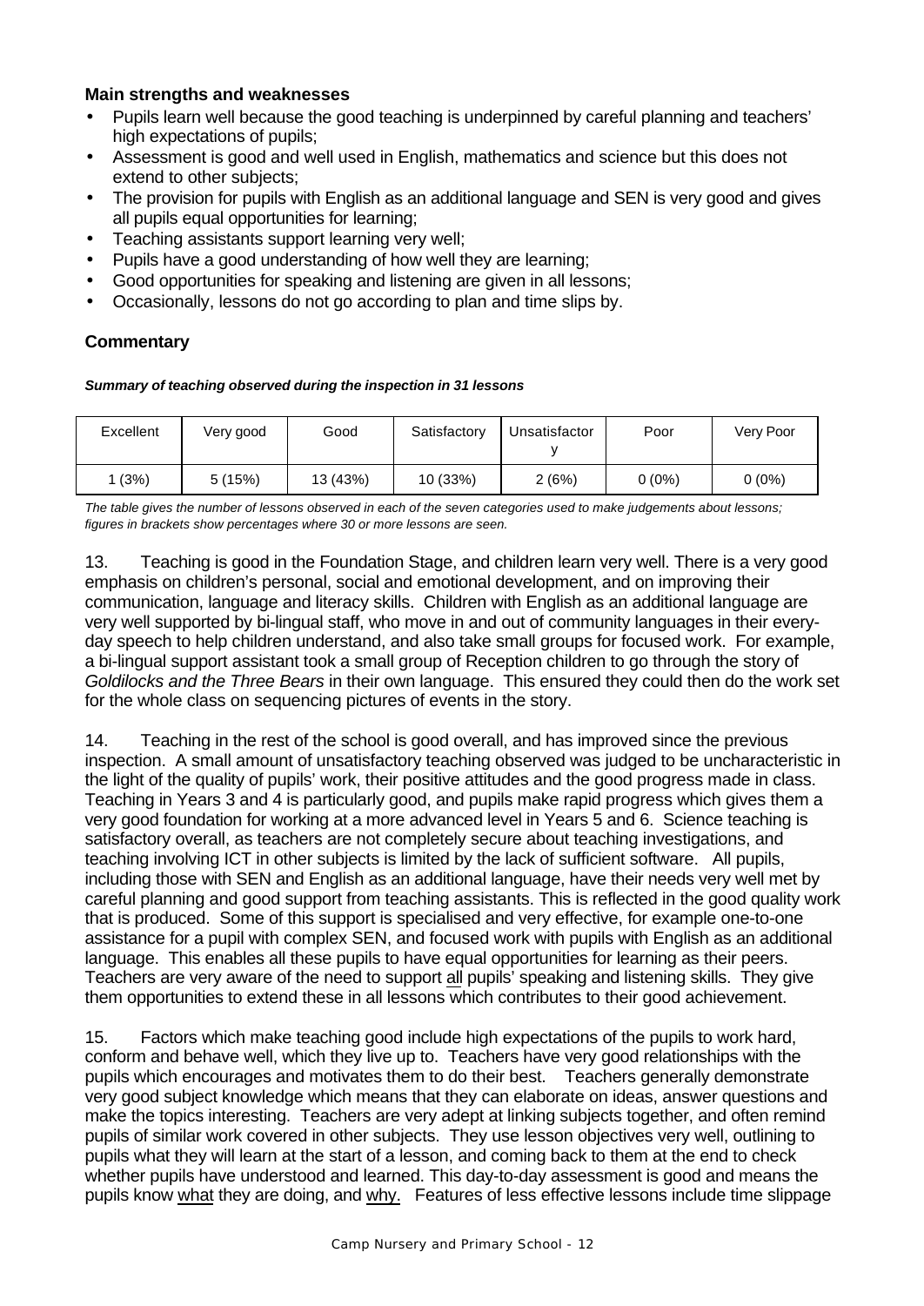### Main strengths and weaknesses

- Pupils learn well because the good teaching is underpinned by careful planning and teachers' high expectations of pupils;
- Assessment is good and well used in English, mathematics and science but this does not extend to other subjects;
- The provision for pupils with English as an additional language and SEN is very good and gives all pupils equal opportunities for learning;
- Teaching assistants support learning very well;
- Pupils have a good understanding of how well they are learning;
- Good opportunities for speaking and listening are given in all lessons;
- Occasionally, lessons do not go according to plan and time slips by.

### Commentary

***Summary of teaching observed during the inspection in 31 lessons***

| Excellent | Very good | Good | Satisfactory | Unsatisfactory | Poor | Very Poor |
|---|---|---|---|---|---|---|
| 1 (3%) | 5 (15%) | 13 (43%) | 10 (33%) | 2 (6%) | 0 (0%) | 0 (0%) |

*The table gives the number of lessons observed in each of the seven categories used to make judgements about lessons; figures in brackets show percentages where 30 or more lessons are seen.*

13. Teaching is good in the Foundation Stage, and children learn very well. There is a very good emphasis on children's personal, social and emotional development, and on improving their communication, language and literacy skills. Children with English as an additional language are very well supported by bi-lingual staff, who move in and out of community languages in their every-day speech to help children understand, and also take small groups for focused work. For example, a bi-lingual support assistant took a small group of Reception children to go through the story of *Goldilocks and the Three Bears* in their own language. This ensured they could then do the work set for the whole class on sequencing pictures of events in the story.

14. Teaching in the rest of the school is good overall, and has improved since the previous inspection. A small amount of unsatisfactory teaching observed was judged to be uncharacteristic in the light of the quality of pupils' work, their positive attitudes and the good progress made in class. Teaching in Years 3 and 4 is particularly good, and pupils make rapid progress which gives them a very good foundation for working at a more advanced level in Years 5 and 6. Science teaching is satisfactory overall, as teachers are not completely secure about teaching investigations, and teaching involving ICT in other subjects is limited by the lack of sufficient software. All pupils, including those with SEN and English as an additional language, have their needs very well met by careful planning and good support from teaching assistants. This is reflected in the good quality work that is produced. Some of this support is specialised and very effective, for example one-to-one assistance for a pupil with complex SEN, and focused work with pupils with English as an additional language. This enables all these pupils to have equal opportunities for learning as their peers. Teachers are very aware of the need to support all pupils' speaking and listening skills. They give them opportunities to extend these in all lessons which contributes to their good achievement.

15. Factors which make teaching good include high expectations of the pupils to work hard, conform and behave well, which they live up to. Teachers have very good relationships with the pupils which encourages and motivates them to do their best. Teachers generally demonstrate very good subject knowledge which means that they can elaborate on ideas, answer questions and make the topics interesting. Teachers are very adept at linking subjects together, and often remind pupils of similar work covered in other subjects. They use lesson objectives very well, outlining to pupils what they will learn at the start of a lesson, and coming back to them at the end to check whether pupils have understood and learned. This day-to-day assessment is good and means the pupils know what they are doing, and why. Features of less effective lessons include time slippage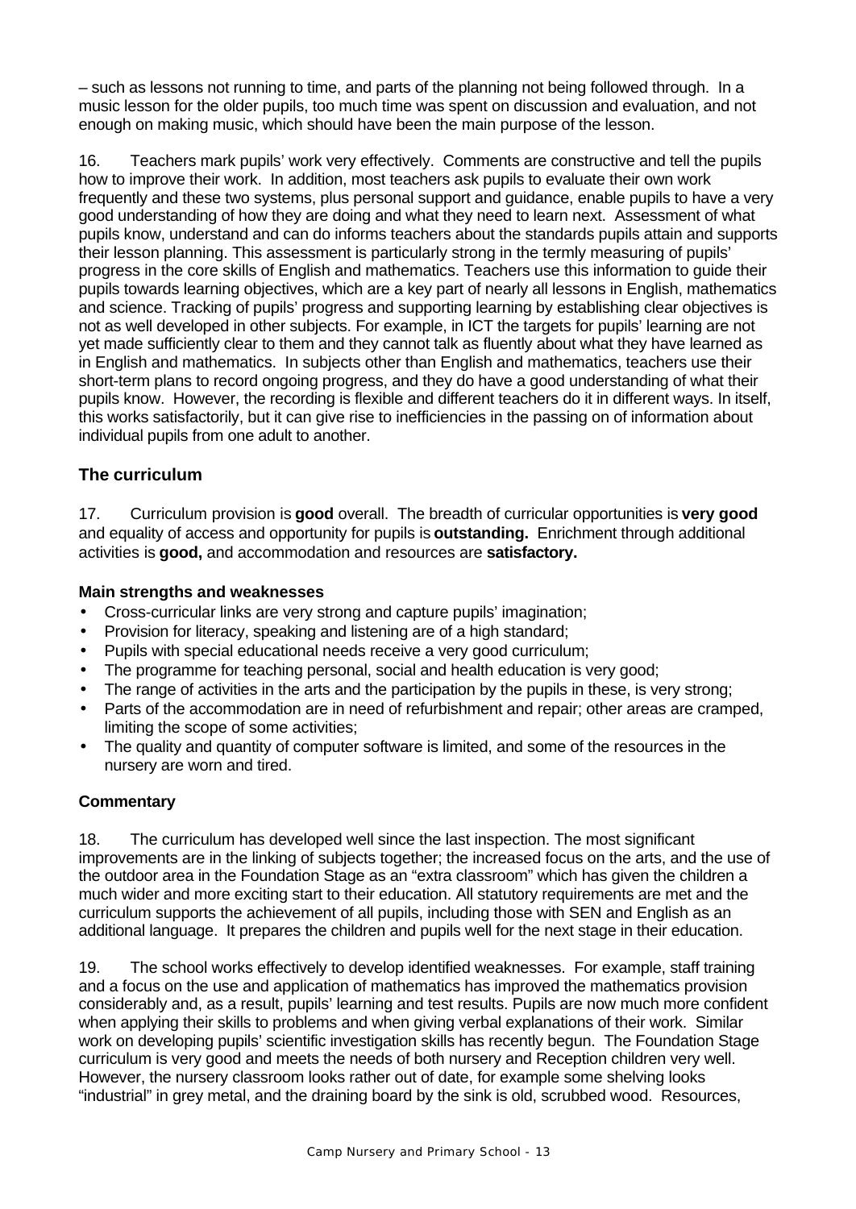– such as lessons not running to time, and parts of the planning not being followed through. In a music lesson for the older pupils, too much time was spent on discussion and evaluation, and not enough on making music, which should have been the main purpose of the lesson.

16. Teachers mark pupils' work very effectively. Comments are constructive and tell the pupils how to improve their work. In addition, most teachers ask pupils to evaluate their own work frequently and these two systems, plus personal support and guidance, enable pupils to have a very good understanding of how they are doing and what they need to learn next. Assessment of what pupils know, understand and can do informs teachers about the standards pupils attain and supports their lesson planning. This assessment is particularly strong in the termly measuring of pupils' progress in the core skills of English and mathematics. Teachers use this information to guide their pupils towards learning objectives, which are a key part of nearly all lessons in English, mathematics and science. Tracking of pupils' progress and supporting learning by establishing clear objectives is not as well developed in other subjects. For example, in ICT the targets for pupils' learning are not yet made sufficiently clear to them and they cannot talk as fluently about what they have learned as in English and mathematics. In subjects other than English and mathematics, teachers use their short-term plans to record ongoing progress, and they do have a good understanding of what their pupils know. However, the recording is flexible and different teachers do it in different ways. In itself, this works satisfactorily, but it can give rise to inefficiencies in the passing on of information about individual pupils from one adult to another.

## The curriculum

17. Curriculum provision is **good** overall. The breadth of curricular opportunities is **very good** and equality of access and opportunity for pupils is **outstanding.** Enrichment through additional activities is **good,** and accommodation and resources are **satisfactory.**

### Main strengths and weaknesses

- Cross-curricular links are very strong and capture pupils' imagination;
- Provision for literacy, speaking and listening are of a high standard;
- Pupils with special educational needs receive a very good curriculum;
- The programme for teaching personal, social and health education is very good;
- The range of activities in the arts and the participation by the pupils in these, is very strong;
- Parts of the accommodation are in need of refurbishment and repair; other areas are cramped, limiting the scope of some activities;
- The quality and quantity of computer software is limited, and some of the resources in the nursery are worn and tired.

### Commentary

18. The curriculum has developed well since the last inspection. The most significant improvements are in the linking of subjects together; the increased focus on the arts, and the use of the outdoor area in the Foundation Stage as an "extra classroom" which has given the children a much wider and more exciting start to their education. All statutory requirements are met and the curriculum supports the achievement of all pupils, including those with SEN and English as an additional language. It prepares the children and pupils well for the next stage in their education.

19. The school works effectively to develop identified weaknesses. For example, staff training and a focus on the use and application of mathematics has improved the mathematics provision considerably and, as a result, pupils' learning and test results. Pupils are now much more confident when applying their skills to problems and when giving verbal explanations of their work. Similar work on developing pupils' scientific investigation skills has recently begun. The Foundation Stage curriculum is very good and meets the needs of both nursery and Reception children very well. However, the nursery classroom looks rather out of date, for example some shelving looks "industrial" in grey metal, and the draining board by the sink is old, scrubbed wood. Resources,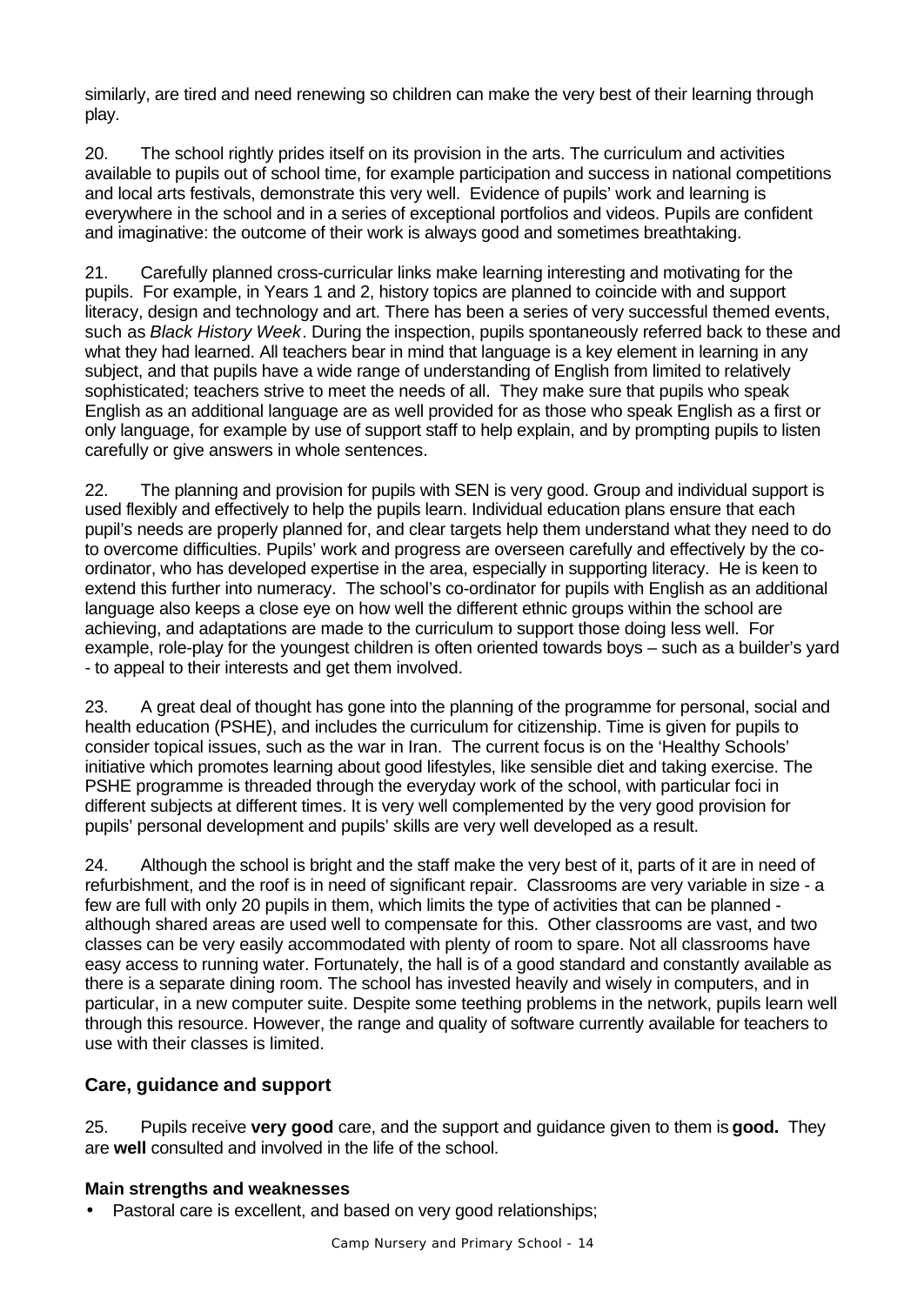similarly, are tired and need renewing so children can make the very best of their learning through play.

20. The school rightly prides itself on its provision in the arts. The curriculum and activities available to pupils out of school time, for example participation and success in national competitions and local arts festivals, demonstrate this very well. Evidence of pupils' work and learning is everywhere in the school and in a series of exceptional portfolios and videos. Pupils are confident and imaginative: the outcome of their work is always good and sometimes breathtaking.

21. Carefully planned cross-curricular links make learning interesting and motivating for the pupils. For example, in Years 1 and 2, history topics are planned to coincide with and support literacy, design and technology and art. There has been a series of very successful themed events, such as *Black History Week*. During the inspection, pupils spontaneously referred back to these and what they had learned. All teachers bear in mind that language is a key element in learning in any subject, and that pupils have a wide range of understanding of English from limited to relatively sophisticated; teachers strive to meet the needs of all. They make sure that pupils who speak English as an additional language are as well provided for as those who speak English as a first or only language, for example by use of support staff to help explain, and by prompting pupils to listen carefully or give answers in whole sentences.

22. The planning and provision for pupils with SEN is very good. Group and individual support is used flexibly and effectively to help the pupils learn. Individual education plans ensure that each pupil's needs are properly planned for, and clear targets help them understand what they need to do to overcome difficulties. Pupils' work and progress are overseen carefully and effectively by the co-ordinator, who has developed expertise in the area, especially in supporting literacy. He is keen to extend this further into numeracy. The school's co-ordinator for pupils with English as an additional language also keeps a close eye on how well the different ethnic groups within the school are achieving, and adaptations are made to the curriculum to support those doing less well. For example, role-play for the youngest children is often oriented towards boys – such as a builder's yard - to appeal to their interests and get them involved.

23. A great deal of thought has gone into the planning of the programme for personal, social and health education (PSHE), and includes the curriculum for citizenship. Time is given for pupils to consider topical issues, such as the war in Iran. The current focus is on the 'Healthy Schools' initiative which promotes learning about good lifestyles, like sensible diet and taking exercise. The PSHE programme is threaded through the everyday work of the school, with particular foci in different subjects at different times. It is very well complemented by the very good provision for pupils' personal development and pupils' skills are very well developed as a result.

24. Although the school is bright and the staff make the very best of it, parts of it are in need of refurbishment, and the roof is in need of significant repair. Classrooms are very variable in size - a few are full with only 20 pupils in them, which limits the type of activities that can be planned - although shared areas are used well to compensate for this. Other classrooms are vast, and two classes can be very easily accommodated with plenty of room to spare. Not all classrooms have easy access to running water. Fortunately, the hall is of a good standard and constantly available as there is a separate dining room. The school has invested heavily and wisely in computers, and in particular, in a new computer suite. Despite some teething problems in the network, pupils learn well through this resource. However, the range and quality of software currently available for teachers to use with their classes is limited.

## Care, guidance and support

25. Pupils receive **very good** care, and the support and guidance given to them is **good.** They are **well** consulted and involved in the life of the school.

### Main strengths and weaknesses

- Pastoral care is excellent, and based on very good relationships;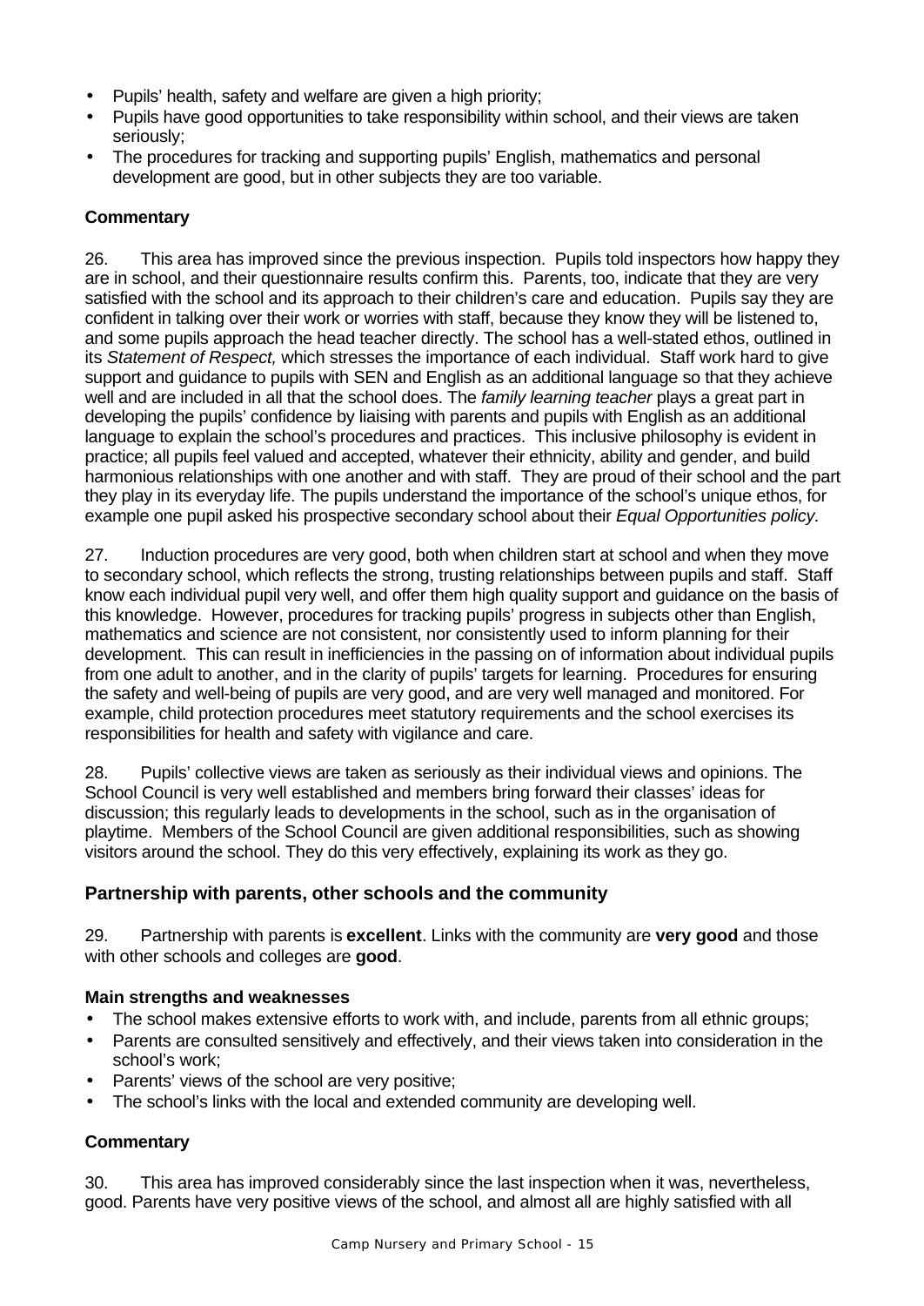- Pupils' health, safety and welfare are given a high priority;
- Pupils have good opportunities to take responsibility within school, and their views are taken seriously;
- The procedures for tracking and supporting pupils' English, mathematics and personal development are good, but in other subjects they are too variable.

### Commentary

26. This area has improved since the previous inspection. Pupils told inspectors how happy they are in school, and their questionnaire results confirm this. Parents, too, indicate that they are very satisfied with the school and its approach to their children's care and education. Pupils say they are confident in talking over their work or worries with staff, because they know they will be listened to, and some pupils approach the head teacher directly. The school has a well-stated ethos, outlined in its *Statement of Respect,* which stresses the importance of each individual. Staff work hard to give support and guidance to pupils with SEN and English as an additional language so that they achieve well and are included in all that the school does. The *family learning teacher* plays a great part in developing the pupils' confidence by liaising with parents and pupils with English as an additional language to explain the school's procedures and practices. This inclusive philosophy is evident in practice; all pupils feel valued and accepted, whatever their ethnicity, ability and gender, and build harmonious relationships with one another and with staff. They are proud of their school and the part they play in its everyday life. The pupils understand the importance of the school's unique ethos, for example one pupil asked his prospective secondary school about their *Equal Opportunities policy.*

27. Induction procedures are very good, both when children start at school and when they move to secondary school, which reflects the strong, trusting relationships between pupils and staff. Staff know each individual pupil very well, and offer them high quality support and guidance on the basis of this knowledge. However, procedures for tracking pupils' progress in subjects other than English, mathematics and science are not consistent, nor consistently used to inform planning for their development. This can result in inefficiencies in the passing on of information about individual pupils from one adult to another, and in the clarity of pupils' targets for learning. Procedures for ensuring the safety and well-being of pupils are very good, and are very well managed and monitored. For example, child protection procedures meet statutory requirements and the school exercises its responsibilities for health and safety with vigilance and care.

28. Pupils' collective views are taken as seriously as their individual views and opinions. The School Council is very well established and members bring forward their classes' ideas for discussion; this regularly leads to developments in the school, such as in the organisation of playtime. Members of the School Council are given additional responsibilities, such as showing visitors around the school. They do this very effectively, explaining its work as they go.

## Partnership with parents, other schools and the community

29. Partnership with parents is **excellent**. Links with the community are **very good** and those with other schools and colleges are **good**.

### Main strengths and weaknesses

- The school makes extensive efforts to work with, and include, parents from all ethnic groups;
- Parents are consulted sensitively and effectively, and their views taken into consideration in the school's work;
- Parents' views of the school are very positive;
- The school's links with the local and extended community are developing well.

### Commentary

30. This area has improved considerably since the last inspection when it was, nevertheless, good. Parents have very positive views of the school, and almost all are highly satisfied with all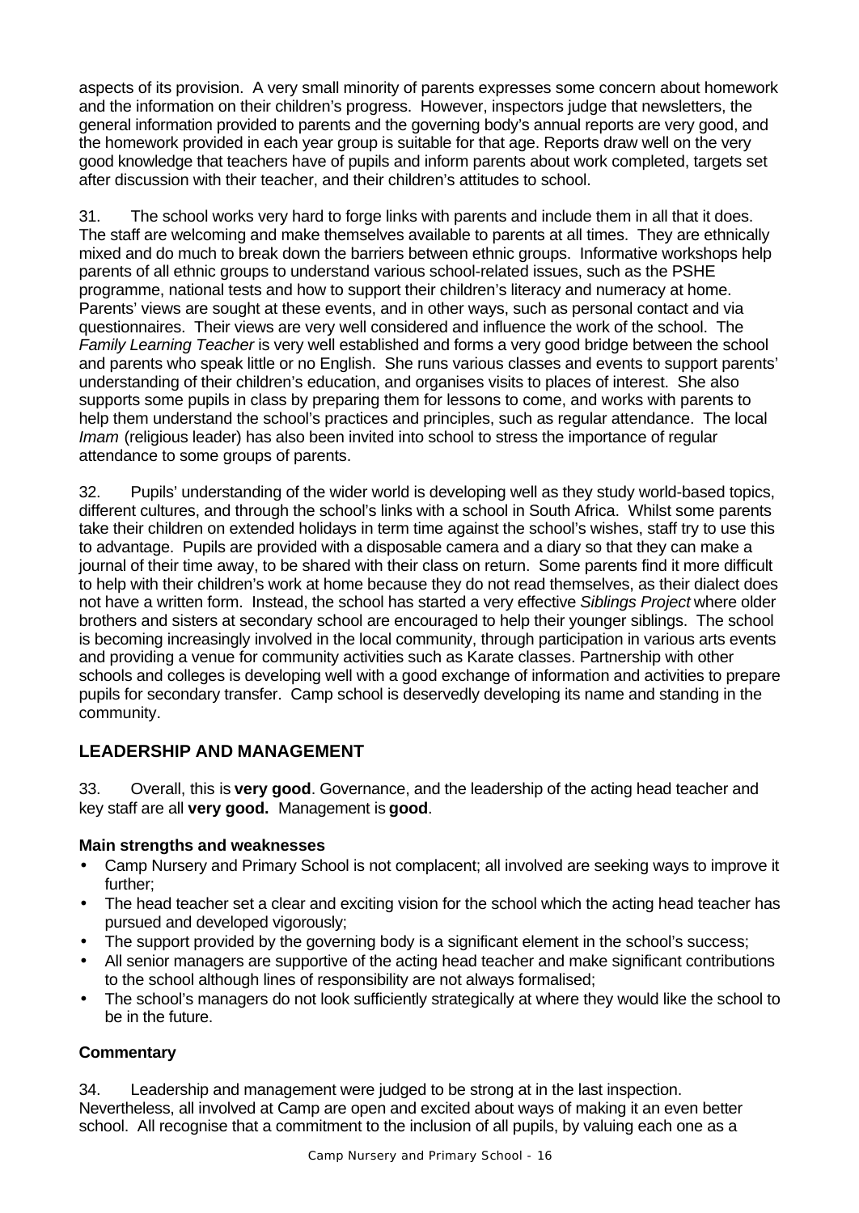aspects of its provision. A very small minority of parents expresses some concern about homework and the information on their children's progress. However, inspectors judge that newsletters, the general information provided to parents and the governing body's annual reports are very good, and the homework provided in each year group is suitable for that age. Reports draw well on the very good knowledge that teachers have of pupils and inform parents about work completed, targets set after discussion with their teacher, and their children's attitudes to school.

31. The school works very hard to forge links with parents and include them in all that it does. The staff are welcoming and make themselves available to parents at all times. They are ethnically mixed and do much to break down the barriers between ethnic groups. Informative workshops help parents of all ethnic groups to understand various school-related issues, such as the PSHE programme, national tests and how to support their children's literacy and numeracy at home. Parents' views are sought at these events, and in other ways, such as personal contact and via questionnaires. Their views are very well considered and influence the work of the school. The *Family Learning Teacher* is very well established and forms a very good bridge between the school and parents who speak little or no English. She runs various classes and events to support parents' understanding of their children's education, and organises visits to places of interest. She also supports some pupils in class by preparing them for lessons to come, and works with parents to help them understand the school's practices and principles, such as regular attendance. The local *Imam* (religious leader) has also been invited into school to stress the importance of regular attendance to some groups of parents.

32. Pupils' understanding of the wider world is developing well as they study world-based topics, different cultures, and through the school's links with a school in South Africa. Whilst some parents take their children on extended holidays in term time against the school's wishes, staff try to use this to advantage. Pupils are provided with a disposable camera and a diary so that they can make a journal of their time away, to be shared with their class on return. Some parents find it more difficult to help with their children's work at home because they do not read themselves, as their dialect does not have a written form. Instead, the school has started a very effective *Siblings Project* where older brothers and sisters at secondary school are encouraged to help their younger siblings. The school is becoming increasingly involved in the local community, through participation in various arts events and providing a venue for community activities such as Karate classes. Partnership with other schools and colleges is developing well with a good exchange of information and activities to prepare pupils for secondary transfer. Camp school is deservedly developing its name and standing in the community.

## LEADERSHIP AND MANAGEMENT

33. Overall, this is **very good**. Governance, and the leadership of the acting head teacher and key staff are all **very good.** Management is **good**.

### Main strengths and weaknesses

- Camp Nursery and Primary School is not complacent; all involved are seeking ways to improve it further;
- The head teacher set a clear and exciting vision for the school which the acting head teacher has pursued and developed vigorously;
- The support provided by the governing body is a significant element in the school's success;
- All senior managers are supportive of the acting head teacher and make significant contributions to the school although lines of responsibility are not always formalised;
- The school's managers do not look sufficiently strategically at where they would like the school to be in the future.

### Commentary

34. Leadership and management were judged to be strong at in the last inspection. Nevertheless, all involved at Camp are open and excited about ways of making it an even better school. All recognise that a commitment to the inclusion of all pupils, by valuing each one as a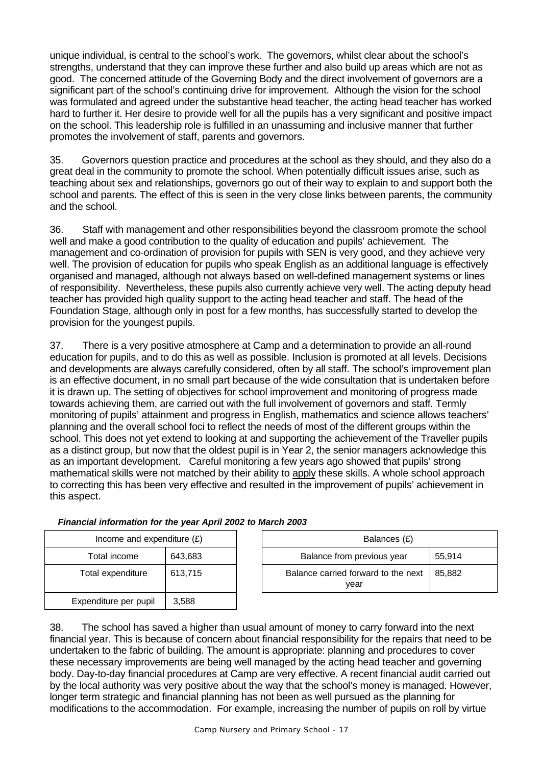unique individual, is central to the school's work. The governors, whilst clear about the school's strengths, understand that they can improve these further and also build up areas which are not as good. The concerned attitude of the Governing Body and the direct involvement of governors are a significant part of the school's continuing drive for improvement. Although the vision for the school was formulated and agreed under the substantive head teacher, the acting head teacher has worked hard to further it. Her desire to provide well for all the pupils has a very significant and positive impact on the school. This leadership role is fulfilled in an unassuming and inclusive manner that further promotes the involvement of staff, parents and governors.

35. Governors question practice and procedures at the school as they should, and they also do a great deal in the community to promote the school. When potentially difficult issues arise, such as teaching about sex and relationships, governors go out of their way to explain to and support both the school and parents. The effect of this is seen in the very close links between parents, the community and the school.

36. Staff with management and other responsibilities beyond the classroom promote the school well and make a good contribution to the quality of education and pupils' achievement. The management and co-ordination of provision for pupils with SEN is very good, and they achieve very well. The provision of education for pupils who speak English as an additional language is effectively organised and managed, although not always based on well-defined management systems or lines of responsibility. Nevertheless, these pupils also currently achieve very well. The acting deputy head teacher has provided high quality support to the acting head teacher and staff. The head of the Foundation Stage, although only in post for a few months, has successfully started to develop the provision for the youngest pupils.

37. There is a very positive atmosphere at Camp and a determination to provide an all-round education for pupils, and to do this as well as possible. Inclusion is promoted at all levels. Decisions and developments are always carefully considered, often by <u>all</u> staff. The school's improvement plan is an effective document, in no small part because of the wide consultation that is undertaken before it is drawn up. The setting of objectives for school improvement and monitoring of progress made towards achieving them, are carried out with the full involvement of governors and staff. Termly monitoring of pupils' attainment and progress in English, mathematics and science allows teachers' planning and the overall school foci to reflect the needs of most of the different groups within the school. This does not yet extend to looking at and supporting the achievement of the Traveller pupils as a distinct group, but now that the oldest pupil is in Year 2, the senior managers acknowledge this as an important development. Careful monitoring a few years ago showed that pupils' strong mathematical skills were not matched by their ability to <u>apply</u> these skills. A whole school approach to correcting this has been very effective and resulted in the improvement of pupils' achievement in this aspect.

***Financial information for the year April 2002 to March 2003***

| Income and expenditure (£) | |
|---|---|
| Total income | 643,683 |
| Total expenditure | 613,715 |
| Expenditure per pupil | 3,588 |

| Balances (£) | |
|---|---|
| Balance from previous year | 55,914 |
| Balance carried forward to the next year | 85,882 |

38. The school has saved a higher than usual amount of money to carry forward into the next financial year. This is because of concern about financial responsibility for the repairs that need to be undertaken to the fabric of building. The amount is appropriate: planning and procedures to cover these necessary improvements are being well managed by the acting head teacher and governing body. Day-to-day financial procedures at Camp are very effective. A recent financial audit carried out by the local authority was very positive about the way that the school's money is managed. However, longer term strategic and financial planning has not been as well pursued as the planning for modifications to the accommodation. For example, increasing the number of pupils on roll by virtue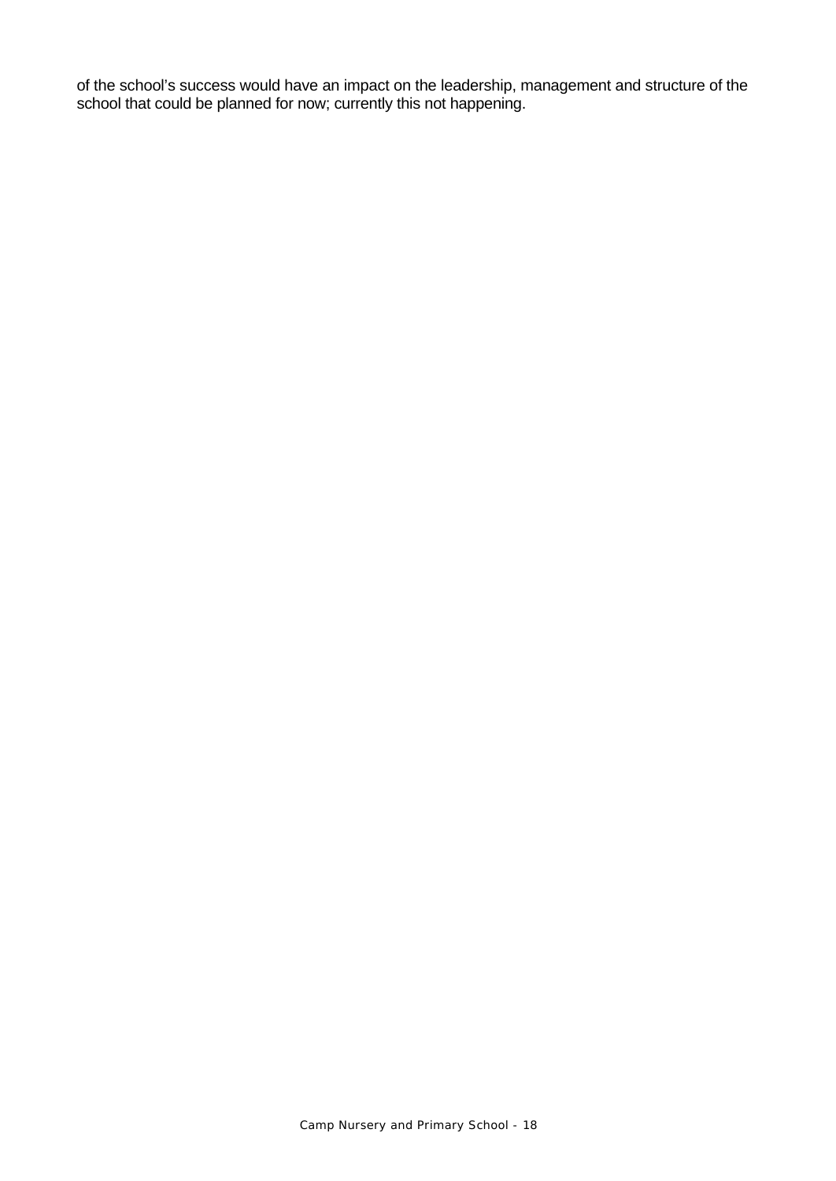of the school's success would have an impact on the leadership, management and structure of the school that could be planned for now; currently this not happening.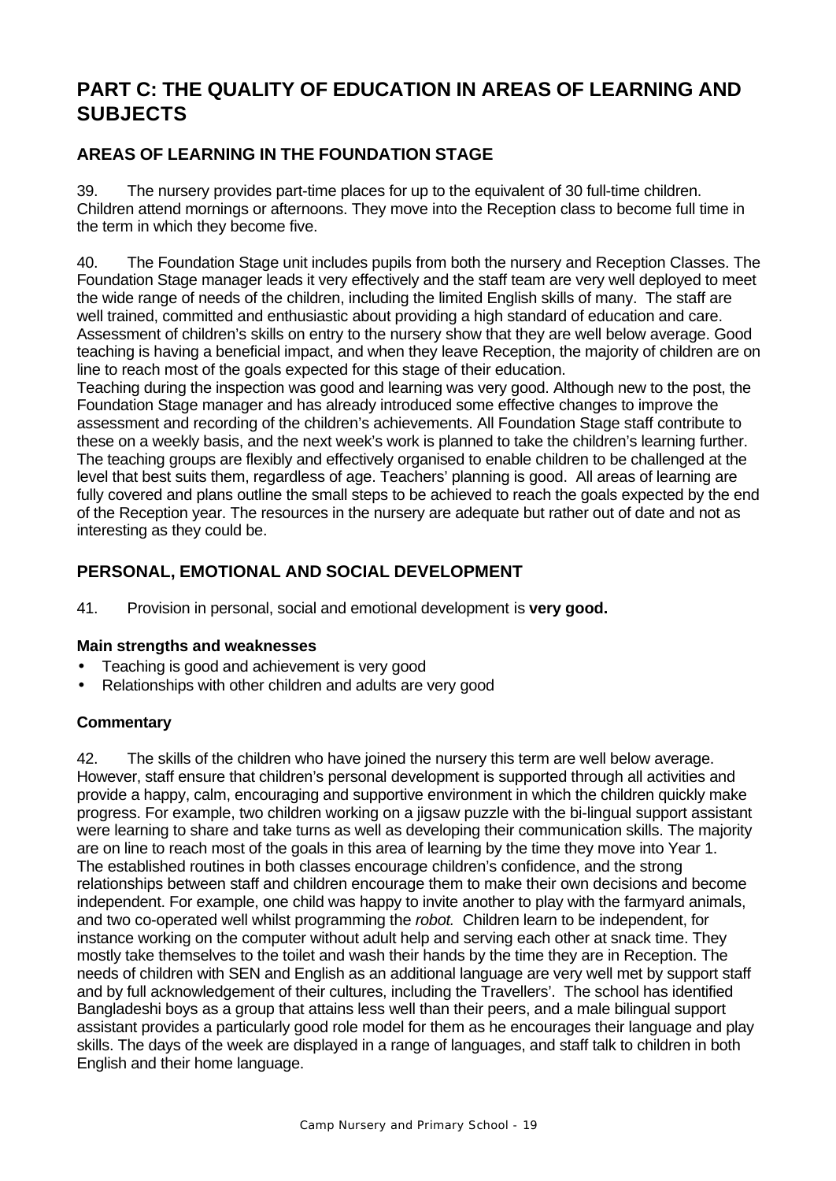# PART C: THE QUALITY OF EDUCATION IN AREAS OF LEARNING AND SUBJECTS

## AREAS OF LEARNING IN THE FOUNDATION STAGE

39. The nursery provides part-time places for up to the equivalent of 30 full-time children. Children attend mornings or afternoons. They move into the Reception class to become full time in the term in which they become five.

40. The Foundation Stage unit includes pupils from both the nursery and Reception Classes. The Foundation Stage manager leads it very effectively and the staff team are very well deployed to meet the wide range of needs of the children, including the limited English skills of many. The staff are well trained, committed and enthusiastic about providing a high standard of education and care. Assessment of children's skills on entry to the nursery show that they are well below average. Good teaching is having a beneficial impact, and when they leave Reception, the majority of children are on line to reach most of the goals expected for this stage of their education.
Teaching during the inspection was good and learning was very good. Although new to the post, the Foundation Stage manager and has already introduced some effective changes to improve the assessment and recording of the children's achievements. All Foundation Stage staff contribute to these on a weekly basis, and the next week's work is planned to take the children's learning further. The teaching groups are flexibly and effectively organised to enable children to be challenged at the level that best suits them, regardless of age. Teachers' planning is good. All areas of learning are fully covered and plans outline the small steps to be achieved to reach the goals expected by the end of the Reception year. The resources in the nursery are adequate but rather out of date and not as interesting as they could be.

## PERSONAL, EMOTIONAL AND SOCIAL DEVELOPMENT

41. Provision in personal, social and emotional development is **very good.**

### Main strengths and weaknesses

- Teaching is good and achievement is very good
- Relationships with other children and adults are very good

### Commentary

42. The skills of the children who have joined the nursery this term are well below average. However, staff ensure that children's personal development is supported through all activities and provide a happy, calm, encouraging and supportive environment in which the children quickly make progress. For example, two children working on a jigsaw puzzle with the bi-lingual support assistant were learning to share and take turns as well as developing their communication skills. The majority are on line to reach most of the goals in this area of learning by the time they move into Year 1. The established routines in both classes encourage children's confidence, and the strong relationships between staff and children encourage them to make their own decisions and become independent. For example, one child was happy to invite another to play with the farmyard animals, and two co-operated well whilst programming the *robot.* Children learn to be independent, for instance working on the computer without adult help and serving each other at snack time. They mostly take themselves to the toilet and wash their hands by the time they are in Reception. The needs of children with SEN and English as an additional language are very well met by support staff and by full acknowledgement of their cultures, including the Travellers'. The school has identified Bangladeshi boys as a group that attains less well than their peers, and a male bilingual support assistant provides a particularly good role model for them as he encourages their language and play skills. The days of the week are displayed in a range of languages, and staff talk to children in both English and their home language.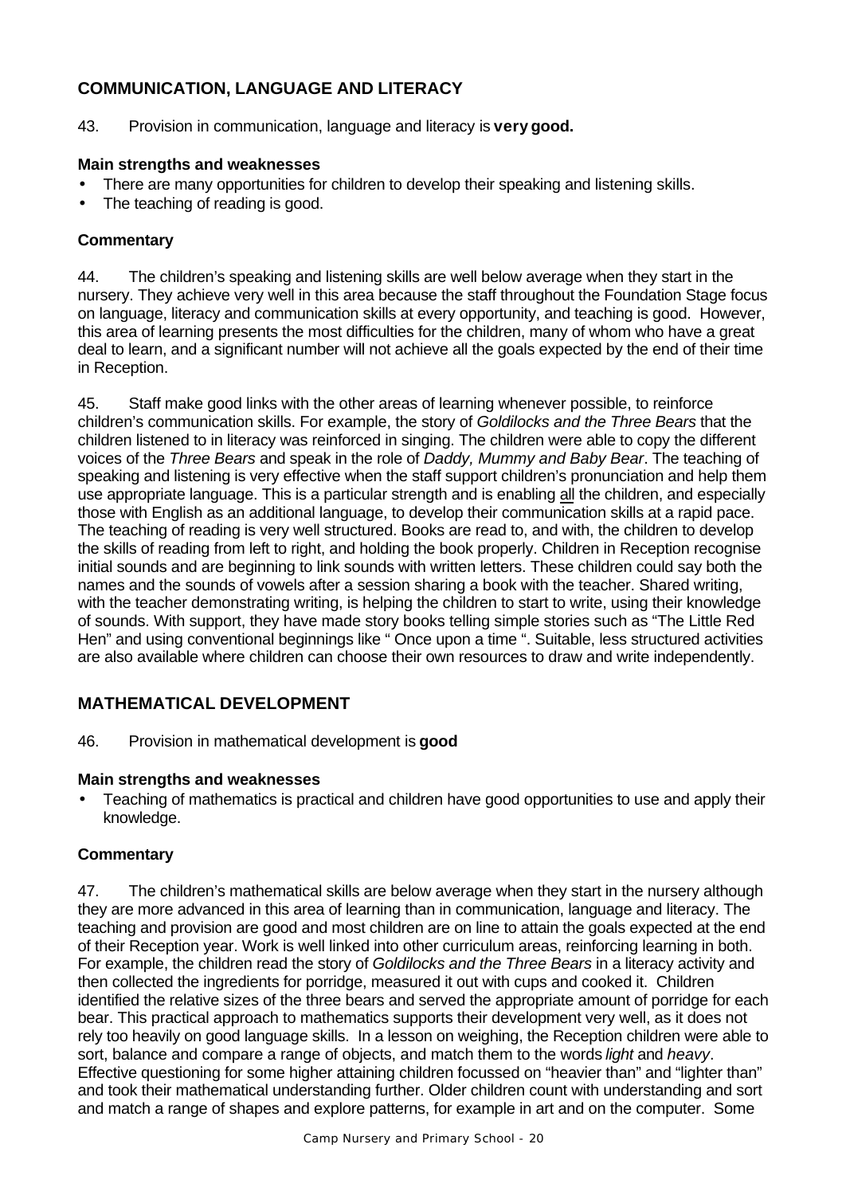## COMMUNICATION, LANGUAGE AND LITERACY

43. Provision in communication, language and literacy is **very good.**

### Main strengths and weaknesses

- There are many opportunities for children to develop their speaking and listening skills.
- The teaching of reading is good.

### Commentary

44. The children's speaking and listening skills are well below average when they start in the nursery. They achieve very well in this area because the staff throughout the Foundation Stage focus on language, literacy and communication skills at every opportunity, and teaching is good. However, this area of learning presents the most difficulties for the children, many of whom who have a great deal to learn, and a significant number will not achieve all the goals expected by the end of their time in Reception.

45. Staff make good links with the other areas of learning whenever possible, to reinforce children's communication skills. For example, the story of *Goldilocks and the Three Bears* that the children listened to in literacy was reinforced in singing. The children were able to copy the different voices of the *Three Bears* and speak in the role of *Daddy, Mummy and Baby Bear*. The teaching of speaking and listening is very effective when the staff support children's pronunciation and help them use appropriate language. This is a particular strength and is enabling <u>all</u> the children, and especially those with English as an additional language, to develop their communication skills at a rapid pace. The teaching of reading is very well structured. Books are read to, and with, the children to develop the skills of reading from left to right, and holding the book properly. Children in Reception recognise initial sounds and are beginning to link sounds with written letters. These children could say both the names and the sounds of vowels after a session sharing a book with the teacher. Shared writing, with the teacher demonstrating writing, is helping the children to start to write, using their knowledge of sounds. With support, they have made story books telling simple stories such as "The Little Red Hen" and using conventional beginnings like " Once upon a time ". Suitable, less structured activities are also available where children can choose their own resources to draw and write independently.

## MATHEMATICAL DEVELOPMENT

46. Provision in mathematical development is **good**

### Main strengths and weaknesses

- Teaching of mathematics is practical and children have good opportunities to use and apply their knowledge.

### Commentary

47. The children's mathematical skills are below average when they start in the nursery although they are more advanced in this area of learning than in communication, language and literacy. The teaching and provision are good and most children are on line to attain the goals expected at the end of their Reception year. Work is well linked into other curriculum areas, reinforcing learning in both. For example, the children read the story of *Goldilocks and the Three Bears* in a literacy activity and then collected the ingredients for porridge, measured it out with cups and cooked it. Children identified the relative sizes of the three bears and served the appropriate amount of porridge for each bear. This practical approach to mathematics supports their development very well, as it does not rely too heavily on good language skills. In a lesson on weighing, the Reception children were able to sort, balance and compare a range of objects, and match them to the words *light* and *heavy*. Effective questioning for some higher attaining children focussed on "heavier than" and "lighter than" and took their mathematical understanding further. Older children count with understanding and sort and match a range of shapes and explore patterns, for example in art and on the computer. Some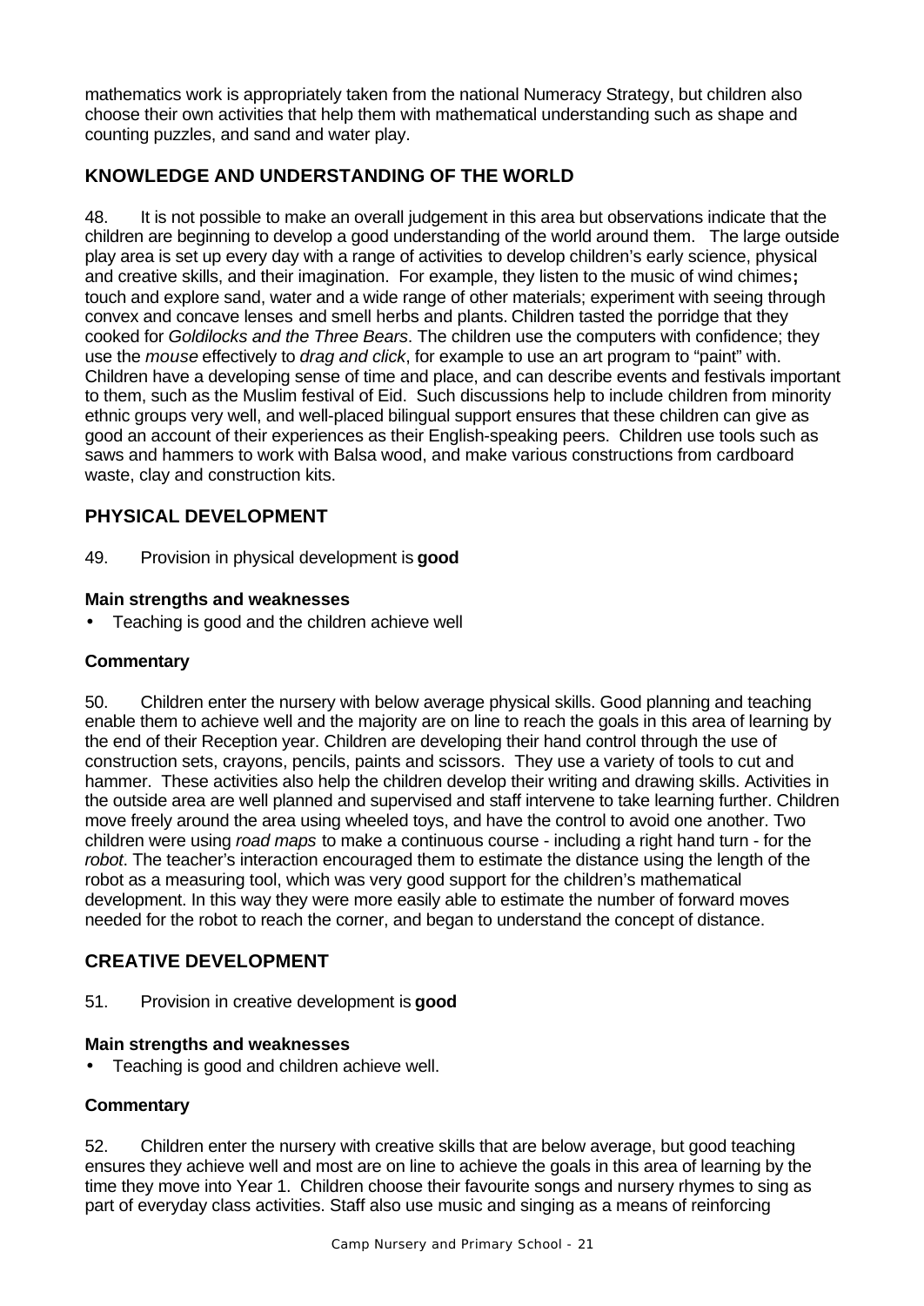mathematics work is appropriately taken from the national Numeracy Strategy, but children also choose their own activities that help them with mathematical understanding such as shape and counting puzzles, and sand and water play.

## KNOWLEDGE AND UNDERSTANDING OF THE WORLD

48. It is not possible to make an overall judgement in this area but observations indicate that the children are beginning to develop a good understanding of the world around them. The large outside play area is set up every day with a range of activities to develop children's early science, physical and creative skills, and their imagination. For example, they listen to the music of wind chimes**;** touch and explore sand, water and a wide range of other materials; experiment with seeing through convex and concave lenses and smell herbs and plants. Children tasted the porridge that they cooked for *Goldilocks and the Three Bears*. The children use the computers with confidence; they use the *mouse* effectively to *drag and click*, for example to use an art program to "paint" with. Children have a developing sense of time and place, and can describe events and festivals important to them, such as the Muslim festival of Eid. Such discussions help to include children from minority ethnic groups very well, and well-placed bilingual support ensures that these children can give as good an account of their experiences as their English-speaking peers. Children use tools such as saws and hammers to work with Balsa wood, and make various constructions from cardboard waste, clay and construction kits.

## PHYSICAL DEVELOPMENT

49. Provision in physical development is **good**

### Main strengths and weaknesses

- Teaching is good and the children achieve well

### Commentary

50. Children enter the nursery with below average physical skills. Good planning and teaching enable them to achieve well and the majority are on line to reach the goals in this area of learning by the end of their Reception year. Children are developing their hand control through the use of construction sets, crayons, pencils, paints and scissors. They use a variety of tools to cut and hammer. These activities also help the children develop their writing and drawing skills. Activities in the outside area are well planned and supervised and staff intervene to take learning further. Children move freely around the area using wheeled toys, and have the control to avoid one another. Two children were using *road maps* to make a continuous course - including a right hand turn - for the *robot*. The teacher's interaction encouraged them to estimate the distance using the length of the robot as a measuring tool, which was very good support for the children's mathematical development. In this way they were more easily able to estimate the number of forward moves needed for the robot to reach the corner, and began to understand the concept of distance.

## CREATIVE DEVELOPMENT

51. Provision in creative development is **good**

### Main strengths and weaknesses

- Teaching is good and children achieve well.

### Commentary

52. Children enter the nursery with creative skills that are below average, but good teaching ensures they achieve well and most are on line to achieve the goals in this area of learning by the time they move into Year 1. Children choose their favourite songs and nursery rhymes to sing as part of everyday class activities. Staff also use music and singing as a means of reinforcing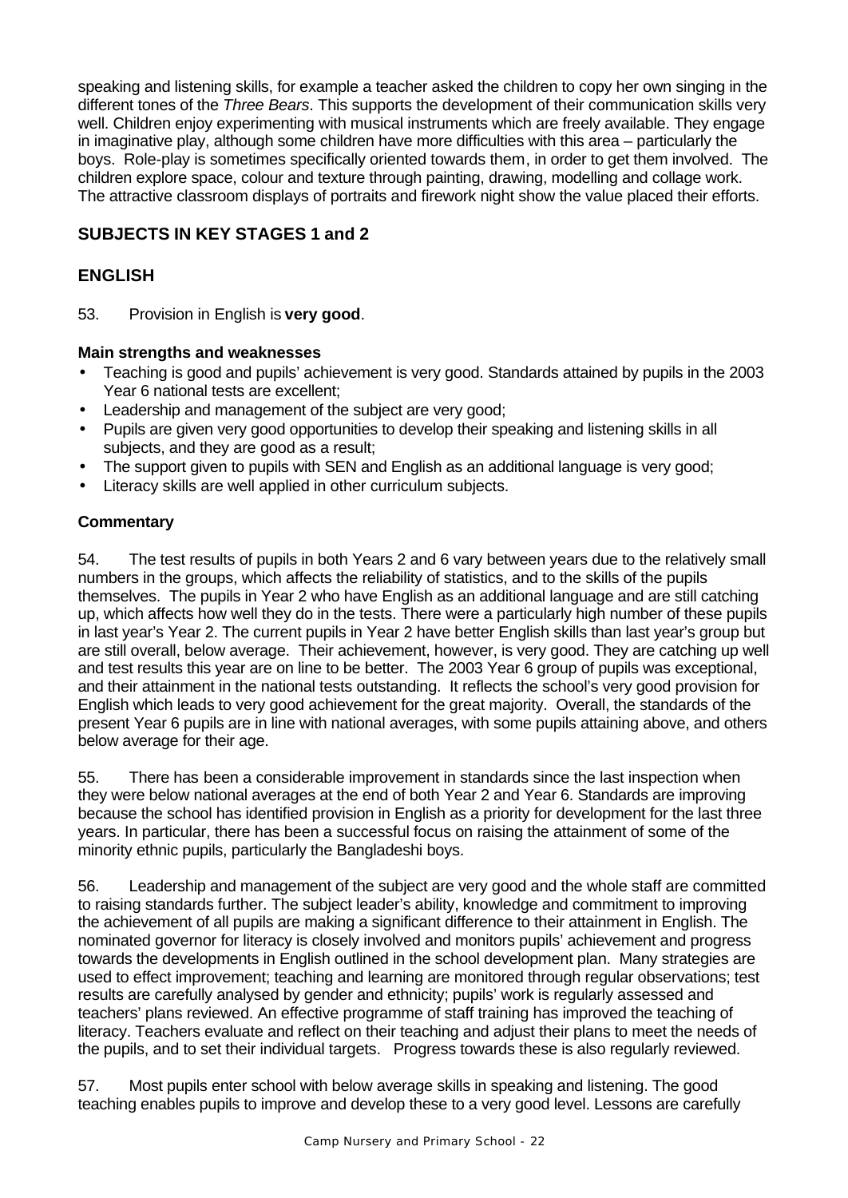speaking and listening skills, for example a teacher asked the children to copy her own singing in the different tones of the *Three Bears*. This supports the development of their communication skills very well. Children enjoy experimenting with musical instruments which are freely available. They engage in imaginative play, although some children have more difficulties with this area – particularly the boys. Role-play is sometimes specifically oriented towards them, in order to get them involved. The children explore space, colour and texture through painting, drawing, modelling and collage work. The attractive classroom displays of portraits and firework night show the value placed their efforts.

## SUBJECTS IN KEY STAGES 1 and 2

## ENGLISH

53. Provision in English is **very good**.

### Main strengths and weaknesses

- Teaching is good and pupils' achievement is very good. Standards attained by pupils in the 2003 Year 6 national tests are excellent;
- Leadership and management of the subject are very good;
- Pupils are given very good opportunities to develop their speaking and listening skills in all subjects, and they are good as a result;
- The support given to pupils with SEN and English as an additional language is very good;
- Literacy skills are well applied in other curriculum subjects.

### Commentary

54. The test results of pupils in both Years 2 and 6 vary between years due to the relatively small numbers in the groups, which affects the reliability of statistics, and to the skills of the pupils themselves. The pupils in Year 2 who have English as an additional language and are still catching up, which affects how well they do in the tests. There were a particularly high number of these pupils in last year's Year 2. The current pupils in Year 2 have better English skills than last year's group but are still overall, below average. Their achievement, however, is very good. They are catching up well and test results this year are on line to be better. The 2003 Year 6 group of pupils was exceptional, and their attainment in the national tests outstanding. It reflects the school's very good provision for English which leads to very good achievement for the great majority. Overall, the standards of the present Year 6 pupils are in line with national averages, with some pupils attaining above, and others below average for their age.

55. There has been a considerable improvement in standards since the last inspection when they were below national averages at the end of both Year 2 and Year 6. Standards are improving because the school has identified provision in English as a priority for development for the last three years. In particular, there has been a successful focus on raising the attainment of some of the minority ethnic pupils, particularly the Bangladeshi boys.

56. Leadership and management of the subject are very good and the whole staff are committed to raising standards further. The subject leader's ability, knowledge and commitment to improving the achievement of all pupils are making a significant difference to their attainment in English. The nominated governor for literacy is closely involved and monitors pupils' achievement and progress towards the developments in English outlined in the school development plan. Many strategies are used to effect improvement; teaching and learning are monitored through regular observations; test results are carefully analysed by gender and ethnicity; pupils' work is regularly assessed and teachers' plans reviewed. An effective programme of staff training has improved the teaching of literacy. Teachers evaluate and reflect on their teaching and adjust their plans to meet the needs of the pupils, and to set their individual targets. Progress towards these is also regularly reviewed.

57. Most pupils enter school with below average skills in speaking and listening. The good teaching enables pupils to improve and develop these to a very good level. Lessons are carefully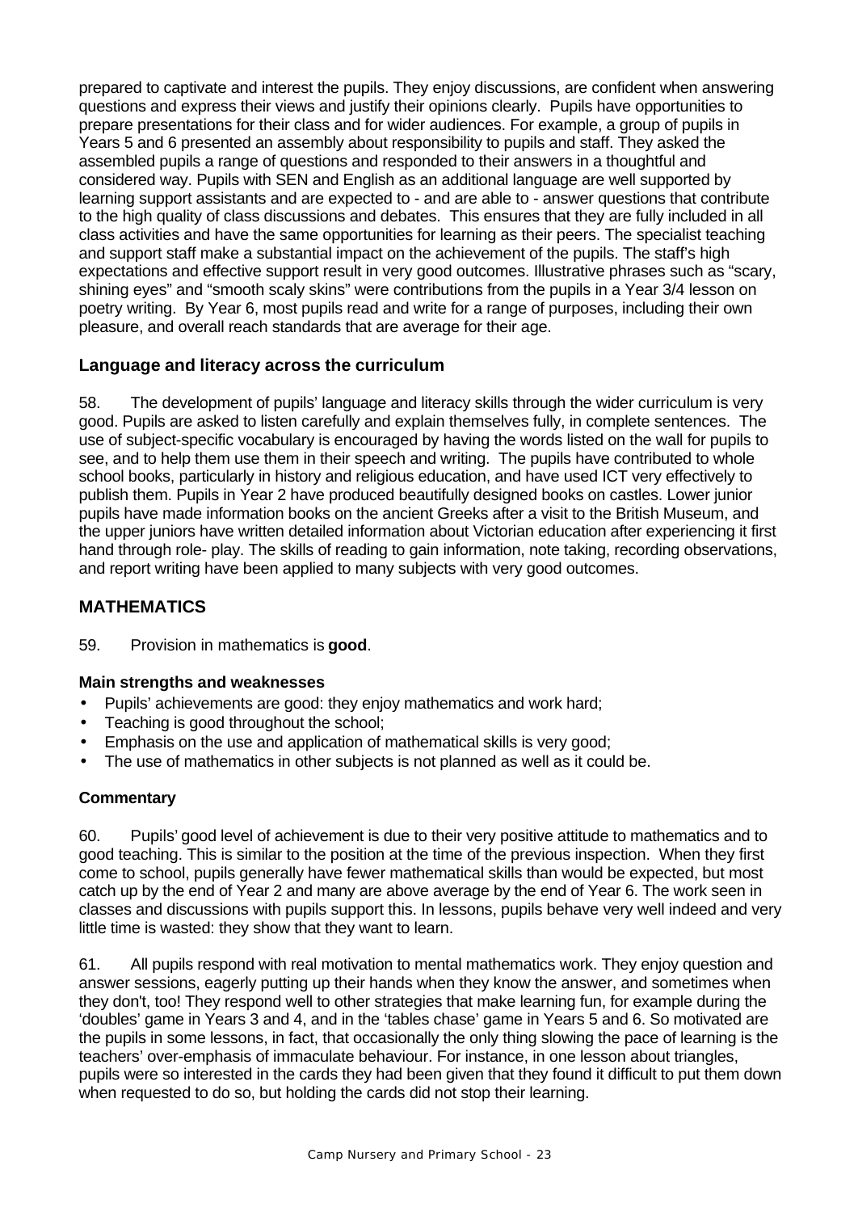prepared to captivate and interest the pupils. They enjoy discussions, are confident when answering questions and express their views and justify their opinions clearly. Pupils have opportunities to prepare presentations for their class and for wider audiences. For example, a group of pupils in Years 5 and 6 presented an assembly about responsibility to pupils and staff. They asked the assembled pupils a range of questions and responded to their answers in a thoughtful and considered way. Pupils with SEN and English as an additional language are well supported by learning support assistants and are expected to - and are able to - answer questions that contribute to the high quality of class discussions and debates. This ensures that they are fully included in all class activities and have the same opportunities for learning as their peers. The specialist teaching and support staff make a substantial impact on the achievement of the pupils. The staff's high expectations and effective support result in very good outcomes. Illustrative phrases such as "scary, shining eyes" and "smooth scaly skins" were contributions from the pupils in a Year 3/4 lesson on poetry writing. By Year 6, most pupils read and write for a range of purposes, including their own pleasure, and overall reach standards that are average for their age.

### Language and literacy across the curriculum

58. The development of pupils' language and literacy skills through the wider curriculum is very good. Pupils are asked to listen carefully and explain themselves fully, in complete sentences. The use of subject-specific vocabulary is encouraged by having the words listed on the wall for pupils to see, and to help them use them in their speech and writing. The pupils have contributed to whole school books, particularly in history and religious education, and have used ICT very effectively to publish them. Pupils in Year 2 have produced beautifully designed books on castles. Lower junior pupils have made information books on the ancient Greeks after a visit to the British Museum, and the upper juniors have written detailed information about Victorian education after experiencing it first hand through role- play. The skills of reading to gain information, note taking, recording observations, and report writing have been applied to many subjects with very good outcomes.

## MATHEMATICS

59. Provision in mathematics is **good**.

#### Main strengths and weaknesses

- Pupils' achievements are good: they enjoy mathematics and work hard;
- Teaching is good throughout the school;
- Emphasis on the use and application of mathematical skills is very good;
- The use of mathematics in other subjects is not planned as well as it could be.

#### Commentary

60. Pupils' good level of achievement is due to their very positive attitude to mathematics and to good teaching. This is similar to the position at the time of the previous inspection. When they first come to school, pupils generally have fewer mathematical skills than would be expected, but most catch up by the end of Year 2 and many are above average by the end of Year 6. The work seen in classes and discussions with pupils support this. In lessons, pupils behave very well indeed and very little time is wasted: they show that they want to learn.

61. All pupils respond with real motivation to mental mathematics work. They enjoy question and answer sessions, eagerly putting up their hands when they know the answer, and sometimes when they don't, too! They respond well to other strategies that make learning fun, for example during the 'doubles' game in Years 3 and 4, and in the 'tables chase' game in Years 5 and 6. So motivated are the pupils in some lessons, in fact, that occasionally the only thing slowing the pace of learning is the teachers' over-emphasis of immaculate behaviour. For instance, in one lesson about triangles, pupils were so interested in the cards they had been given that they found it difficult to put them down when requested to do so, but holding the cards did not stop their learning.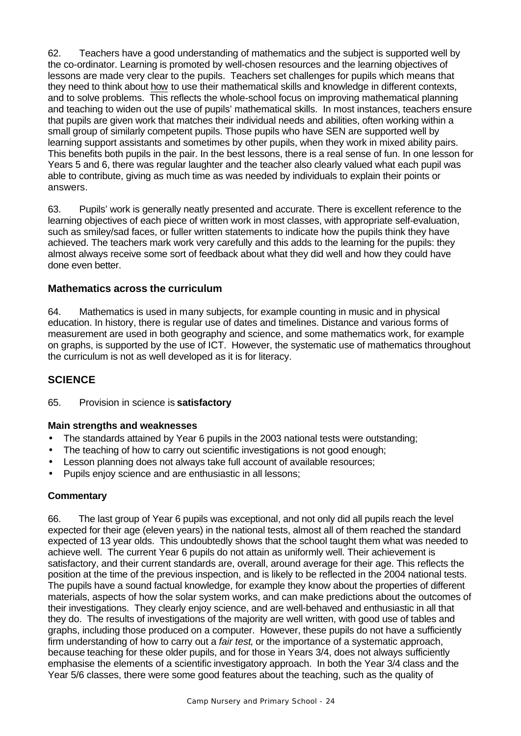62. Teachers have a good understanding of mathematics and the subject is supported well by the co-ordinator. Learning is promoted by well-chosen resources and the learning objectives of lessons are made very clear to the pupils. Teachers set challenges for pupils which means that they need to think about how to use their mathematical skills and knowledge in different contexts, and to solve problems. This reflects the whole-school focus on improving mathematical planning and teaching to widen out the use of pupils' mathematical skills. In most instances, teachers ensure that pupils are given work that matches their individual needs and abilities, often working within a small group of similarly competent pupils. Those pupils who have SEN are supported well by learning support assistants and sometimes by other pupils, when they work in mixed ability pairs. This benefits both pupils in the pair. In the best lessons, there is a real sense of fun. In one lesson for Years 5 and 6, there was regular laughter and the teacher also clearly valued what each pupil was able to contribute, giving as much time as was needed by individuals to explain their points or answers.

63. Pupils' work is generally neatly presented and accurate. There is excellent reference to the learning objectives of each piece of written work in most classes, with appropriate self-evaluation, such as smiley/sad faces, or fuller written statements to indicate how the pupils think they have achieved. The teachers mark work very carefully and this adds to the learning for the pupils: they almost always receive some sort of feedback about what they did well and how they could have done even better.

### Mathematics across the curriculum

64. Mathematics is used in many subjects, for example counting in music and in physical education. In history, there is regular use of dates and timelines. Distance and various forms of measurement are used in both geography and science, and some mathematics work, for example on graphs, is supported by the use of ICT. However, the systematic use of mathematics throughout the curriculum is not as well developed as it is for literacy.

## SCIENCE

65. Provision in science is **satisfactory**

### Main strengths and weaknesses

- The standards attained by Year 6 pupils in the 2003 national tests were outstanding;
- The teaching of how to carry out scientific investigations is not good enough;
- Lesson planning does not always take full account of available resources;
- Pupils enjoy science and are enthusiastic in all lessons;

### Commentary

66. The last group of Year 6 pupils was exceptional, and not only did all pupils reach the level expected for their age (eleven years) in the national tests, almost all of them reached the standard expected of 13 year olds. This undoubtedly shows that the school taught them what was needed to achieve well. The current Year 6 pupils do not attain as uniformly well. Their achievement is satisfactory, and their current standards are, overall, around average for their age. This reflects the position at the time of the previous inspection, and is likely to be reflected in the 2004 national tests. The pupils have a sound factual knowledge, for example they know about the properties of different materials, aspects of how the solar system works, and can make predictions about the outcomes of their investigations. They clearly enjoy science, and are well-behaved and enthusiastic in all that they do. The results of investigations of the majority are well written, with good use of tables and graphs, including those produced on a computer. However, these pupils do not have a sufficiently firm understanding of how to carry out a *fair test*, or the importance of a systematic approach, because teaching for these older pupils, and for those in Years 3/4, does not always sufficiently emphasise the elements of a scientific investigatory approach. In both the Year 3/4 class and the Year 5/6 classes, there were some good features about the teaching, such as the quality of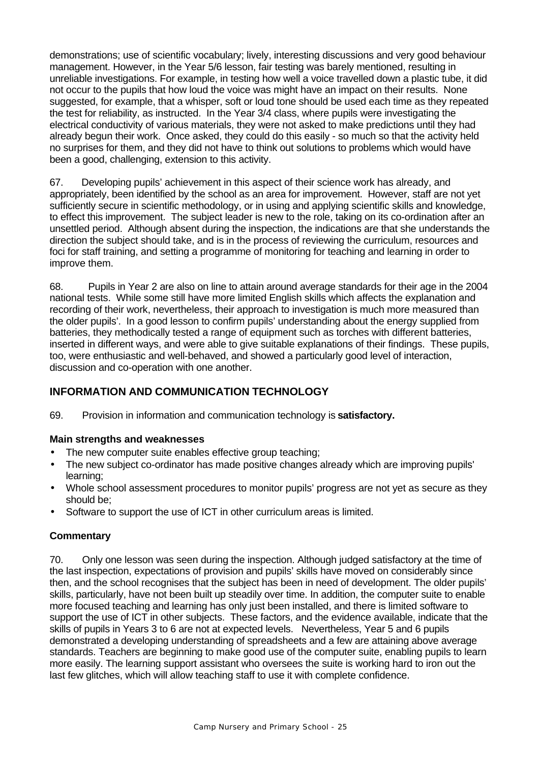demonstrations; use of scientific vocabulary; lively, interesting discussions and very good behaviour management. However, in the Year 5/6 lesson, fair testing was barely mentioned, resulting in unreliable investigations. For example, in testing how well a voice travelled down a plastic tube, it did not occur to the pupils that how loud the voice was might have an impact on their results. None suggested, for example, that a whisper, soft or loud tone should be used each time as they repeated the test for reliability, as instructed. In the Year 3/4 class, where pupils were investigating the electrical conductivity of various materials, they were not asked to make predictions until they had already begun their work. Once asked, they could do this easily - so much so that the activity held no surprises for them, and they did not have to think out solutions to problems which would have been a good, challenging, extension to this activity.

67. Developing pupils' achievement in this aspect of their science work has already, and appropriately, been identified by the school as an area for improvement. However, staff are not yet sufficiently secure in scientific methodology, or in using and applying scientific skills and knowledge, to effect this improvement. The subject leader is new to the role, taking on its co-ordination after an unsettled period. Although absent during the inspection, the indications are that she understands the direction the subject should take, and is in the process of reviewing the curriculum, resources and foci for staff training, and setting a programme of monitoring for teaching and learning in order to improve them.

68. Pupils in Year 2 are also on line to attain around average standards for their age in the 2004 national tests. While some still have more limited English skills which affects the explanation and recording of their work, nevertheless, their approach to investigation is much more measured than the older pupils'. In a good lesson to confirm pupils' understanding about the energy supplied from batteries, they methodically tested a range of equipment such as torches with different batteries, inserted in different ways, and were able to give suitable explanations of their findings. These pupils, too, were enthusiastic and well-behaved, and showed a particularly good level of interaction, discussion and co-operation with one another.

## INFORMATION AND COMMUNICATION TECHNOLOGY

69. Provision in information and communication technology is **satisfactory.**

### Main strengths and weaknesses

- The new computer suite enables effective group teaching;
- The new subject co-ordinator has made positive changes already which are improving pupils' learning;
- Whole school assessment procedures to monitor pupils' progress are not yet as secure as they should be;
- Software to support the use of ICT in other curriculum areas is limited.

### Commentary

70. Only one lesson was seen during the inspection. Although judged satisfactory at the time of the last inspection, expectations of provision and pupils' skills have moved on considerably since then, and the school recognises that the subject has been in need of development. The older pupils' skills, particularly, have not been built up steadily over time. In addition, the computer suite to enable more focused teaching and learning has only just been installed, and there is limited software to support the use of ICT in other subjects. These factors, and the evidence available, indicate that the skills of pupils in Years 3 to 6 are not at expected levels. Nevertheless, Year 5 and 6 pupils demonstrated a developing understanding of spreadsheets and a few are attaining above average standards. Teachers are beginning to make good use of the computer suite, enabling pupils to learn more easily. The learning support assistant who oversees the suite is working hard to iron out the last few glitches, which will allow teaching staff to use it with complete confidence.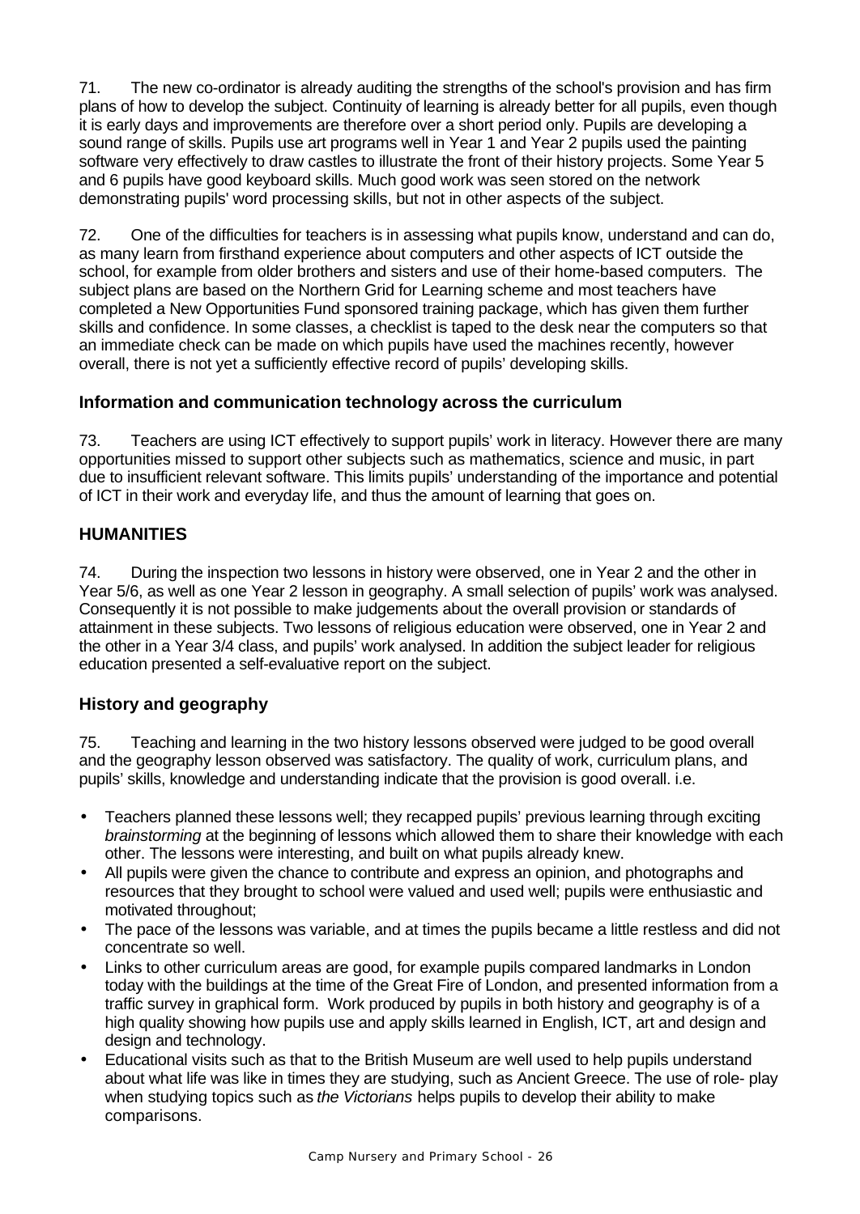71. The new co-ordinator is already auditing the strengths of the school's provision and has firm plans of how to develop the subject. Continuity of learning is already better for all pupils, even though it is early days and improvements are therefore over a short period only. Pupils are developing a sound range of skills. Pupils use art programs well in Year 1 and Year 2 pupils used the painting software very effectively to draw castles to illustrate the front of their history projects. Some Year 5 and 6 pupils have good keyboard skills. Much good work was seen stored on the network demonstrating pupils' word processing skills, but not in other aspects of the subject.

72. One of the difficulties for teachers is in assessing what pupils know, understand and can do, as many learn from firsthand experience about computers and other aspects of ICT outside the school, for example from older brothers and sisters and use of their home-based computers. The subject plans are based on the Northern Grid for Learning scheme and most teachers have completed a New Opportunities Fund sponsored training package, which has given them further skills and confidence. In some classes, a checklist is taped to the desk near the computers so that an immediate check can be made on which pupils have used the machines recently, however overall, there is not yet a sufficiently effective record of pupils' developing skills.

### Information and communication technology across the curriculum

73. Teachers are using ICT effectively to support pupils' work in literacy. However there are many opportunities missed to support other subjects such as mathematics, science and music, in part due to insufficient relevant software. This limits pupils' understanding of the importance and potential of ICT in their work and everyday life, and thus the amount of learning that goes on.

## HUMANITIES

74. During the inspection two lessons in history were observed, one in Year 2 and the other in Year 5/6, as well as one Year 2 lesson in geography. A small selection of pupils' work was analysed. Consequently it is not possible to make judgements about the overall provision or standards of attainment in these subjects. Two lessons of religious education were observed, one in Year 2 and the other in a Year 3/4 class, and pupils' work analysed. In addition the subject leader for religious education presented a self-evaluative report on the subject.

### History and geography

75. Teaching and learning in the two history lessons observed were judged to be good overall and the geography lesson observed was satisfactory. The quality of work, curriculum plans, and pupils' skills, knowledge and understanding indicate that the provision is good overall. i.e.

- Teachers planned these lessons well; they recapped pupils' previous learning through exciting *brainstorming* at the beginning of lessons which allowed them to share their knowledge with each other. The lessons were interesting, and built on what pupils already knew.
- All pupils were given the chance to contribute and express an opinion, and photographs and resources that they brought to school were valued and used well; pupils were enthusiastic and motivated throughout;
- The pace of the lessons was variable, and at times the pupils became a little restless and did not concentrate so well.
- Links to other curriculum areas are good, for example pupils compared landmarks in London today with the buildings at the time of the Great Fire of London, and presented information from a traffic survey in graphical form. Work produced by pupils in both history and geography is of a high quality showing how pupils use and apply skills learned in English, ICT, art and design and design and technology.
- Educational visits such as that to the British Museum are well used to help pupils understand about what life was like in times they are studying, such as Ancient Greece. The use of role- play when studying topics such as *the Victorians* helps pupils to develop their ability to make comparisons.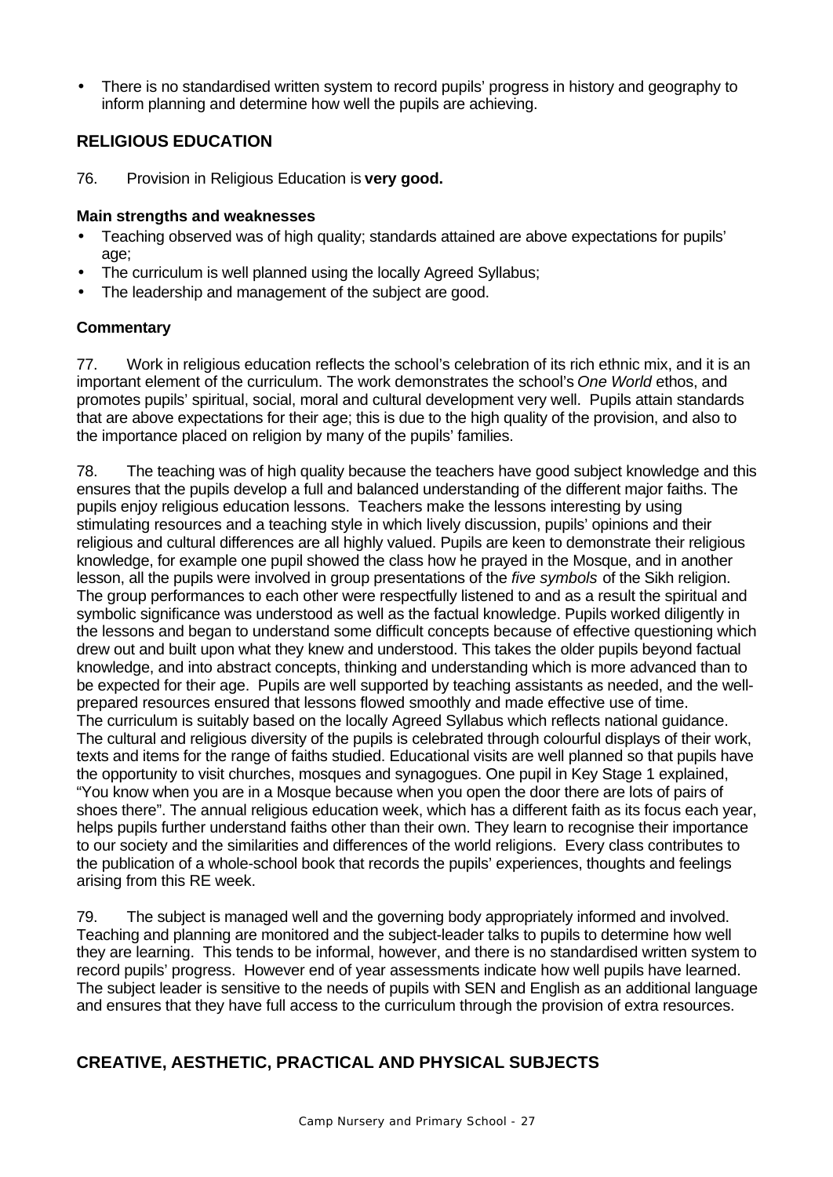- There is no standardised written system to record pupils' progress in history and geography to inform planning and determine how well the pupils are achieving.

## RELIGIOUS EDUCATION

76. Provision in Religious Education is **very good.**

**Main strengths and weaknesses**

- Teaching observed was of high quality; standards attained are above expectations for pupils' age;
- The curriculum is well planned using the locally Agreed Syllabus;
- The leadership and management of the subject are good.

**Commentary**

77. Work in religious education reflects the school's celebration of its rich ethnic mix, and it is an important element of the curriculum. The work demonstrates the school's *One World* ethos, and promotes pupils' spiritual, social, moral and cultural development very well. Pupils attain standards that are above expectations for their age; this is due to the high quality of the provision, and also to the importance placed on religion by many of the pupils' families.

78. The teaching was of high quality because the teachers have good subject knowledge and this ensures that the pupils develop a full and balanced understanding of the different major faiths. The pupils enjoy religious education lessons. Teachers make the lessons interesting by using stimulating resources and a teaching style in which lively discussion, pupils' opinions and their religious and cultural differences are all highly valued. Pupils are keen to demonstrate their religious knowledge, for example one pupil showed the class how he prayed in the Mosque, and in another lesson, all the pupils were involved in group presentations of the *five symbols* of the Sikh religion. The group performances to each other were respectfully listened to and as a result the spiritual and symbolic significance was understood as well as the factual knowledge. Pupils worked diligently in the lessons and began to understand some difficult concepts because of effective questioning which drew out and built upon what they knew and understood. This takes the older pupils beyond factual knowledge, and into abstract concepts, thinking and understanding which is more advanced than to be expected for their age. Pupils are well supported by teaching assistants as needed, and the well-prepared resources ensured that lessons flowed smoothly and made effective use of time.
The curriculum is suitably based on the locally Agreed Syllabus which reflects national guidance. The cultural and religious diversity of the pupils is celebrated through colourful displays of their work, texts and items for the range of faiths studied. Educational visits are well planned so that pupils have the opportunity to visit churches, mosques and synagogues. One pupil in Key Stage 1 explained, "You know when you are in a Mosque because when you open the door there are lots of pairs of shoes there". The annual religious education week, which has a different faith as its focus each year, helps pupils further understand faiths other than their own. They learn to recognise their importance to our society and the similarities and differences of the world religions. Every class contributes to the publication of a whole-school book that records the pupils' experiences, thoughts and feelings arising from this RE week.

79. The subject is managed well and the governing body appropriately informed and involved. Teaching and planning are monitored and the subject-leader talks to pupils to determine how well they are learning. This tends to be informal, however, and there is no standardised written system to record pupils' progress. However end of year assessments indicate how well pupils have learned. The subject leader is sensitive to the needs of pupils with SEN and English as an additional language and ensures that they have full access to the curriculum through the provision of extra resources.

## CREATIVE, AESTHETIC, PRACTICAL AND PHYSICAL SUBJECTS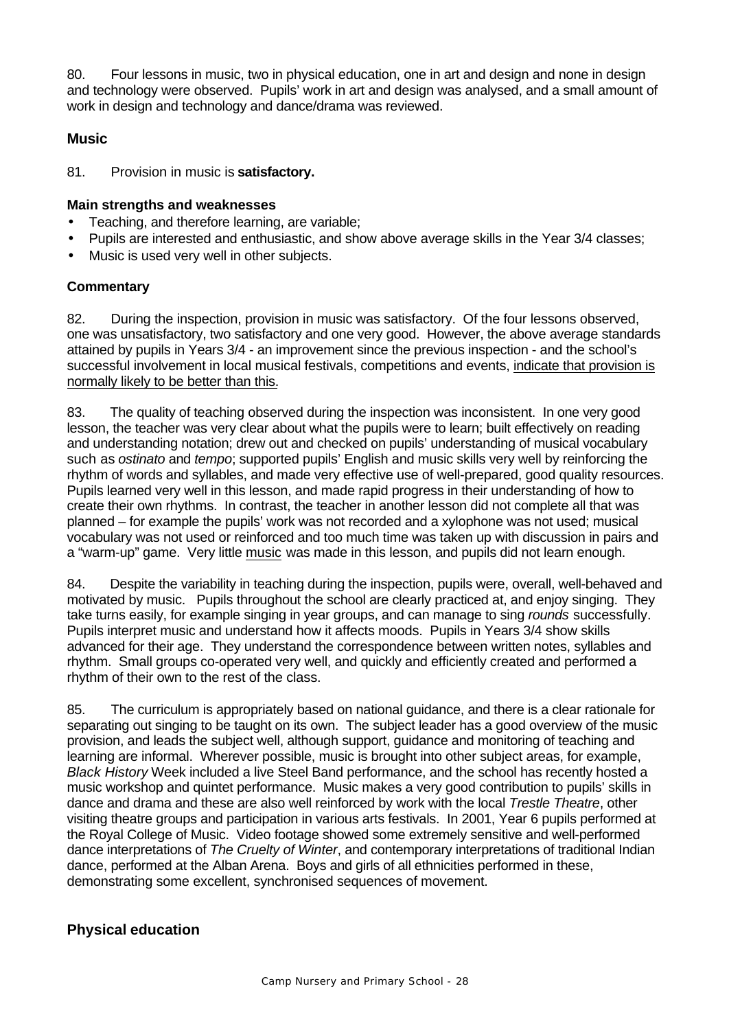80. Four lessons in music, two in physical education, one in art and design and none in design and technology were observed. Pupils' work in art and design was analysed, and a small amount of work in design and technology and dance/drama was reviewed.

## Music

81. Provision in music is **satisfactory.**

### Main strengths and weaknesses

- Teaching, and therefore learning, are variable;
- Pupils are interested and enthusiastic, and show above average skills in the Year 3/4 classes;
- Music is used very well in other subjects.

### Commentary

82. During the inspection, provision in music was satisfactory. Of the four lessons observed, one was unsatisfactory, two satisfactory and one very good. However, the above average standards attained by pupils in Years 3/4 - an improvement since the previous inspection - and the school's successful involvement in local musical festivals, competitions and events, <u>indicate that provision is normally likely to be better than this.</u>

83. The quality of teaching observed during the inspection was inconsistent. In one very good lesson, the teacher was very clear about what the pupils were to learn; built effectively on reading and understanding notation; drew out and checked on pupils' understanding of musical vocabulary such as *ostinato* and *tempo*; supported pupils' English and music skills very well by reinforcing the rhythm of words and syllables, and made very effective use of well-prepared, good quality resources. Pupils learned very well in this lesson, and made rapid progress in their understanding of how to create their own rhythms. In contrast, the teacher in another lesson did not complete all that was planned – for example the pupils' work was not recorded and a xylophone was not used; musical vocabulary was not used or reinforced and too much time was taken up with discussion in pairs and a "warm-up" game. Very little <u>music</u> was made in this lesson, and pupils did not learn enough.

84. Despite the variability in teaching during the inspection, pupils were, overall, well-behaved and motivated by music. Pupils throughout the school are clearly practiced at, and enjoy singing. They take turns easily, for example singing in year groups, and can manage to sing *rounds* successfully. Pupils interpret music and understand how it affects moods. Pupils in Years 3/4 show skills advanced for their age. They understand the correspondence between written notes, syllables and rhythm. Small groups co-operated very well, and quickly and efficiently created and performed a rhythm of their own to the rest of the class.

85. The curriculum is appropriately based on national guidance, and there is a clear rationale for separating out singing to be taught on its own. The subject leader has a good overview of the music provision, and leads the subject well, although support, guidance and monitoring of teaching and learning are informal. Wherever possible, music is brought into other subject areas, for example, *Black History* Week included a live Steel Band performance, and the school has recently hosted a music workshop and quintet performance. Music makes a very good contribution to pupils' skills in dance and drama and these are also well reinforced by work with the local *Trestle Theatre*, other visiting theatre groups and participation in various arts festivals. In 2001, Year 6 pupils performed at the Royal College of Music. Video footage showed some extremely sensitive and well-performed dance interpretations of *The Cruelty of Winter*, and contemporary interpretations of traditional Indian dance, performed at the Alban Arena. Boys and girls of all ethnicities performed in these, demonstrating some excellent, synchronised sequences of movement.

## Physical education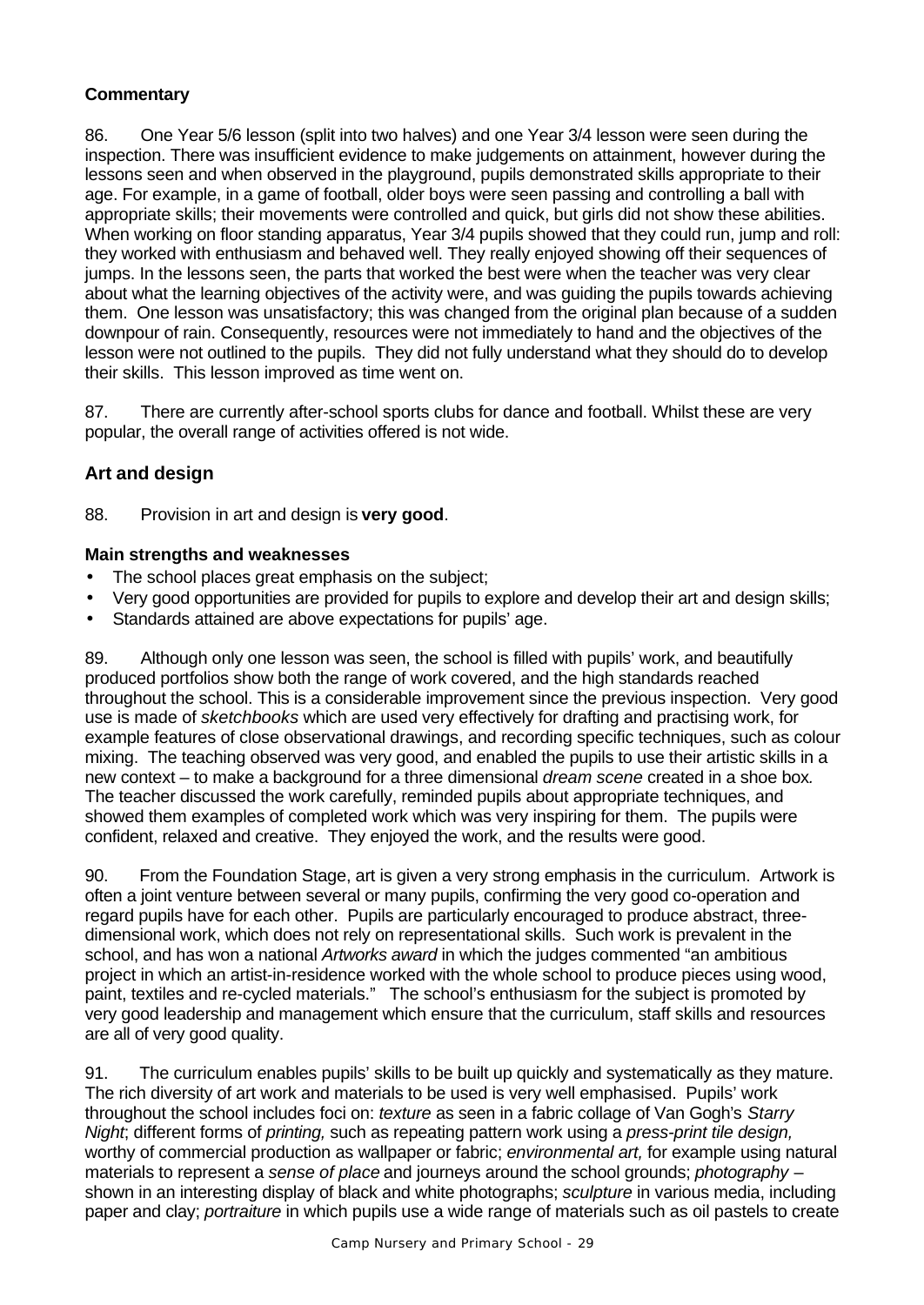**Commentary**

86. One Year 5/6 lesson (split into two halves) and one Year 3/4 lesson were seen during the inspection. There was insufficient evidence to make judgements on attainment, however during the lessons seen and when observed in the playground, pupils demonstrated skills appropriate to their age. For example, in a game of football, older boys were seen passing and controlling a ball with appropriate skills; their movements were controlled and quick, but girls did not show these abilities. When working on floor standing apparatus, Year 3/4 pupils showed that they could run, jump and roll: they worked with enthusiasm and behaved well. They really enjoyed showing off their sequences of jumps. In the lessons seen, the parts that worked the best were when the teacher was very clear about what the learning objectives of the activity were, and was guiding the pupils towards achieving them. One lesson was unsatisfactory; this was changed from the original plan because of a sudden downpour of rain. Consequently, resources were not immediately to hand and the objectives of the lesson were not outlined to the pupils. They did not fully understand what they should do to develop their skills. This lesson improved as time went on.

87. There are currently after-school sports clubs for dance and football. Whilst these are very popular, the overall range of activities offered is not wide.

## Art and design

88. Provision in art and design is **very good**.

**Main strengths and weaknesses**

- The school places great emphasis on the subject;
- Very good opportunities are provided for pupils to explore and develop their art and design skills;
- Standards attained are above expectations for pupils' age.

89. Although only one lesson was seen, the school is filled with pupils' work, and beautifully produced portfolios show both the range of work covered, and the high standards reached throughout the school. This is a considerable improvement since the previous inspection. Very good use is made of *sketchbooks* which are used very effectively for drafting and practising work, for example features of close observational drawings, and recording specific techniques, such as colour mixing. The teaching observed was very good, and enabled the pupils to use their artistic skills in a new context – to make a background for a three dimensional *dream scene* created in a shoe box. The teacher discussed the work carefully, reminded pupils about appropriate techniques, and showed them examples of completed work which was very inspiring for them. The pupils were confident, relaxed and creative. They enjoyed the work, and the results were good.

90. From the Foundation Stage, art is given a very strong emphasis in the curriculum. Artwork is often a joint venture between several or many pupils, confirming the very good co-operation and regard pupils have for each other. Pupils are particularly encouraged to produce abstract, three-dimensional work, which does not rely on representational skills. Such work is prevalent in the school, and has won a national *Artworks award* in which the judges commented "an ambitious project in which an artist-in-residence worked with the whole school to produce pieces using wood, paint, textiles and re-cycled materials." The school's enthusiasm for the subject is promoted by very good leadership and management which ensure that the curriculum, staff skills and resources are all of very good quality.

91. The curriculum enables pupils' skills to be built up quickly and systematically as they mature. The rich diversity of art work and materials to be used is very well emphasised. Pupils' work throughout the school includes foci on: *texture* as seen in a fabric collage of Van Gogh's *Starry Night*; different forms of *printing,* such as repeating pattern work using a *press-print tile design,* worthy of commercial production as wallpaper or fabric; *environmental art,* for example using natural materials to represent a *sense of place* and journeys around the school grounds; *photography* – shown in an interesting display of black and white photographs; *sculpture* in various media, including paper and clay; *portraiture* in which pupils use a wide range of materials such as oil pastels to create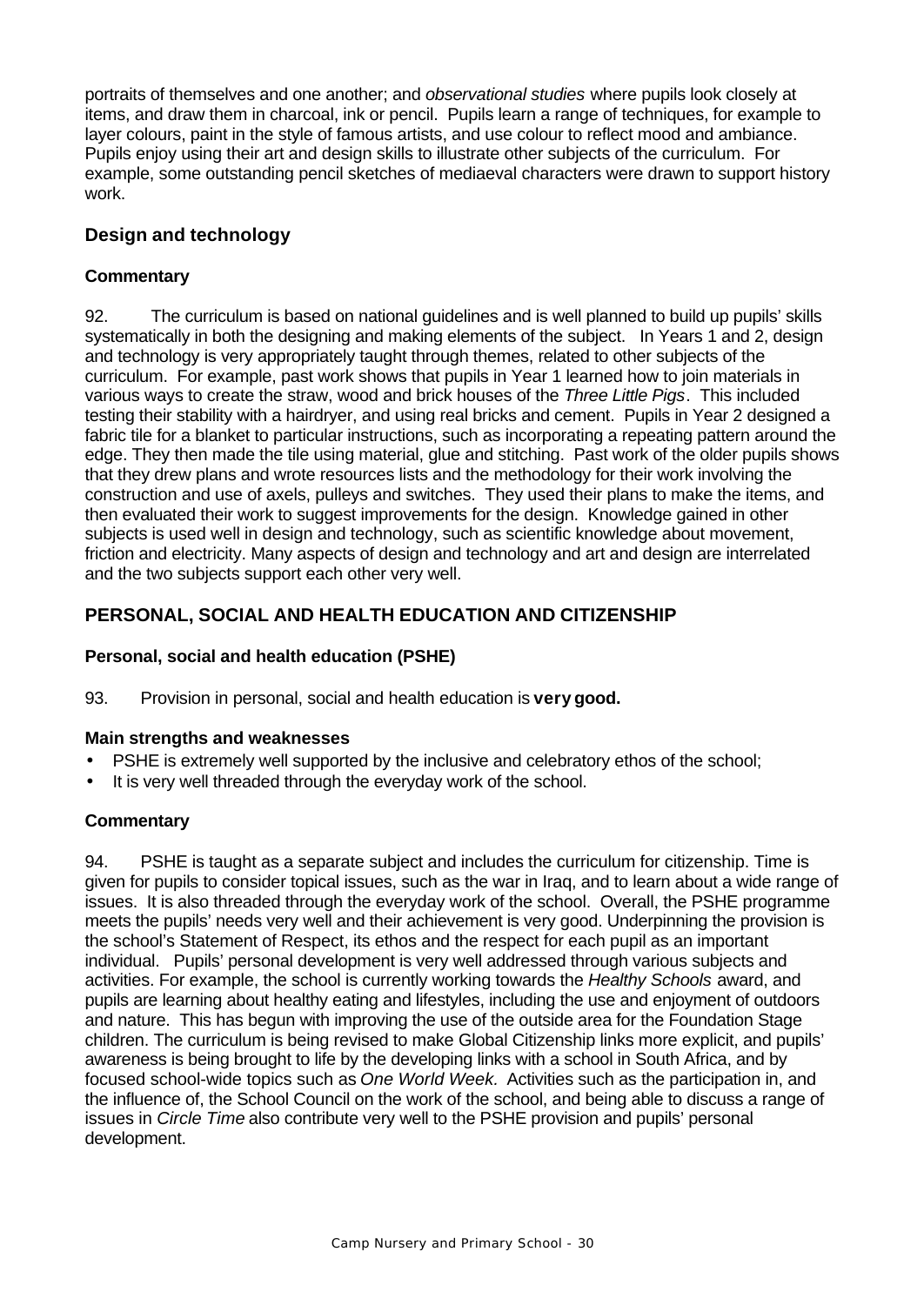portraits of themselves and one another; and *observational studies* where pupils look closely at items, and draw them in charcoal, ink or pencil. Pupils learn a range of techniques, for example to layer colours, paint in the style of famous artists, and use colour to reflect mood and ambiance. Pupils enjoy using their art and design skills to illustrate other subjects of the curriculum. For example, some outstanding pencil sketches of mediaeval characters were drawn to support history work.

### Design and technology

#### Commentary

92. The curriculum is based on national guidelines and is well planned to build up pupils' skills systematically in both the designing and making elements of the subject. In Years 1 and 2, design and technology is very appropriately taught through themes, related to other subjects of the curriculum. For example, past work shows that pupils in Year 1 learned how to join materials in various ways to create the straw, wood and brick houses of the *Three Little Pigs*. This included testing their stability with a hairdryer, and using real bricks and cement. Pupils in Year 2 designed a fabric tile for a blanket to particular instructions, such as incorporating a repeating pattern around the edge. They then made the tile using material, glue and stitching. Past work of the older pupils shows that they drew plans and wrote resources lists and the methodology for their work involving the construction and use of axels, pulleys and switches. They used their plans to make the items, and then evaluated their work to suggest improvements for the design. Knowledge gained in other subjects is used well in design and technology, such as scientific knowledge about movement, friction and electricity. Many aspects of design and technology and art and design are interrelated and the two subjects support each other very well.

## PERSONAL, SOCIAL AND HEALTH EDUCATION AND CITIZENSHIP

### Personal, social and health education (PSHE)

93. Provision in personal, social and health education is **very good.**

#### Main strengths and weaknesses

- PSHE is extremely well supported by the inclusive and celebratory ethos of the school;
- It is very well threaded through the everyday work of the school.

#### Commentary

94. PSHE is taught as a separate subject and includes the curriculum for citizenship. Time is given for pupils to consider topical issues, such as the war in Iraq, and to learn about a wide range of issues. It is also threaded through the everyday work of the school. Overall, the PSHE programme meets the pupils' needs very well and their achievement is very good. Underpinning the provision is the school's Statement of Respect, its ethos and the respect for each pupil as an important individual. Pupils' personal development is very well addressed through various subjects and activities. For example, the school is currently working towards the *Healthy Schools* award, and pupils are learning about healthy eating and lifestyles, including the use and enjoyment of outdoors and nature. This has begun with improving the use of the outside area for the Foundation Stage children. The curriculum is being revised to make Global Citizenship links more explicit, and pupils' awareness is being brought to life by the developing links with a school in South Africa, and by focused school-wide topics such as *One World Week*. Activities such as the participation in, and the influence of, the School Council on the work of the school, and being able to discuss a range of issues in *Circle Time* also contribute very well to the PSHE provision and pupils' personal development.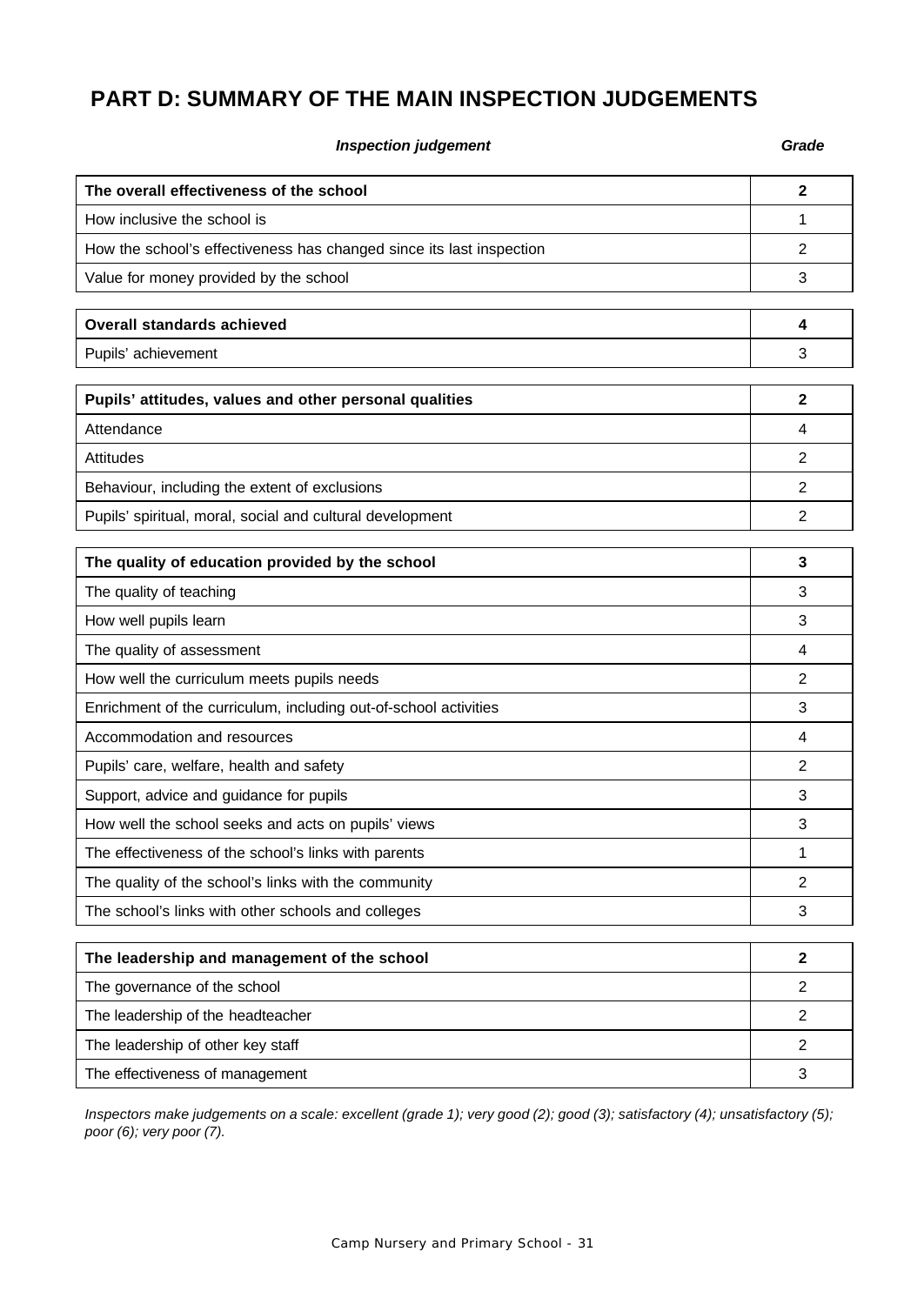# PART D: SUMMARY OF THE MAIN INSPECTION JUDGEMENTS

| *Inspection judgement* | *Grade* |
|---|---|
| **The overall effectiveness of the school** | **2** |
| How inclusive the school is | 1 |
| How the school's effectiveness has changed since its last inspection | 2 |
| Value for money provided by the school | 3 |
| **Overall standards achieved** | **4** |
| Pupils' achievement | 3 |
| **Pupils' attitudes, values and other personal qualities** | **2** |
| Attendance | 4 |
| Attitudes | 2 |
| Behaviour, including the extent of exclusions | 2 |
| Pupils' spiritual, moral, social and cultural development | 2 |
| **The quality of education provided by the school** | **3** |
| The quality of teaching | 3 |
| How well pupils learn | 3 |
| The quality of assessment | 4 |
| How well the curriculum meets pupils needs | 2 |
| Enrichment of the curriculum, including out-of-school activities | 3 |
| Accommodation and resources | 4 |
| Pupils' care, welfare, health and safety | 2 |
| Support, advice and guidance for pupils | 3 |
| How well the school seeks and acts on pupils' views | 3 |
| The effectiveness of the school's links with parents | 1 |
| The quality of the school's links with the community | 2 |
| The school's links with other schools and colleges | 3 |
| **The leadership and management of the school** | **2** |
| The governance of the school | 2 |
| The leadership of the headteacher | 2 |
| The leadership of other key staff | 2 |
| The effectiveness of management | 3 |

*Inspectors make judgements on a scale: excellent (grade 1); very good (2); good (3); satisfactory (4); unsatisfactory (5); poor (6); very poor (7).*